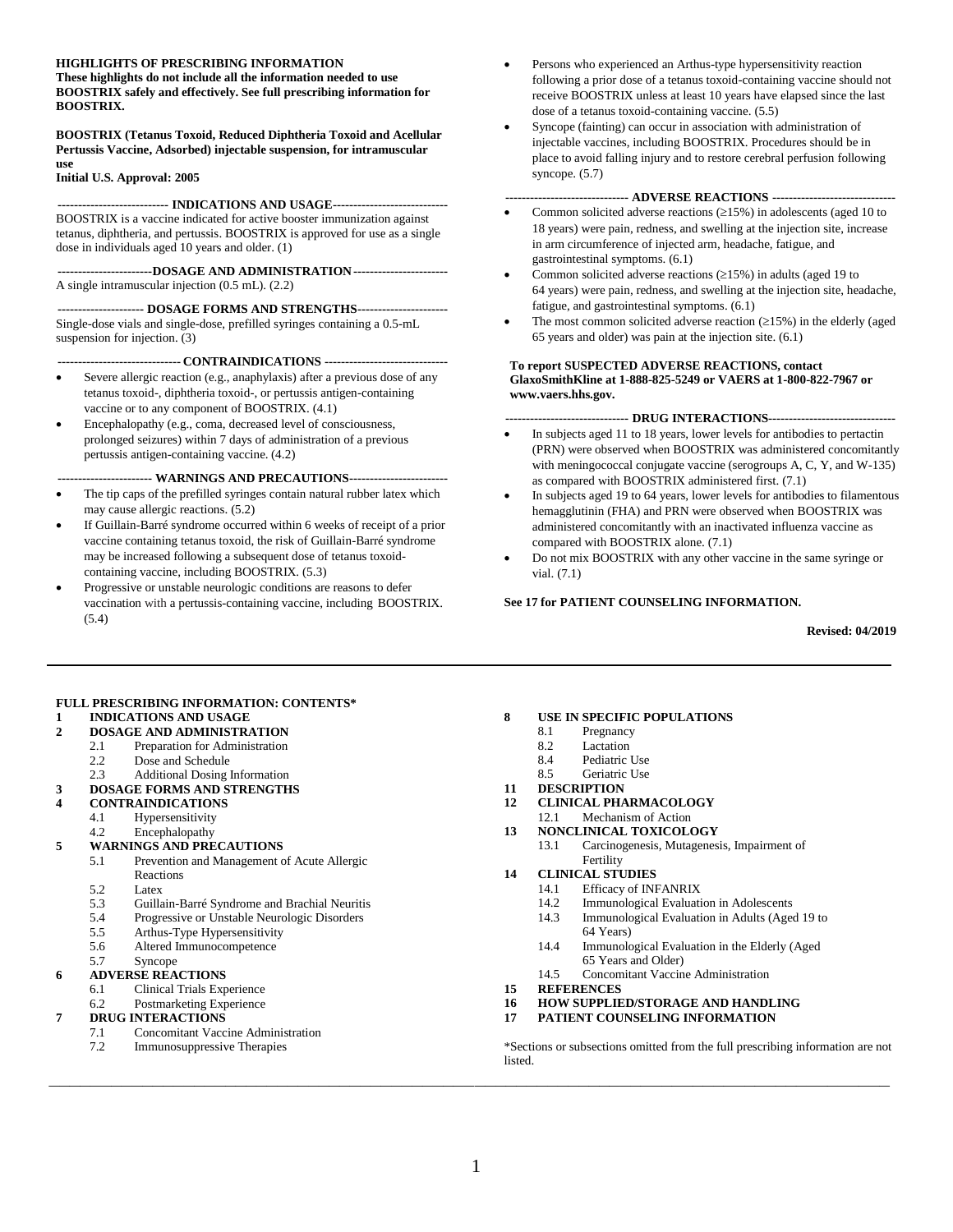**HIGHLIGHTS OF PRESCRIBING INFORMATION**
**These highlights do not include all the information needed to use BOOSTRIX safely and effectively. See full prescribing information for BOOSTRIX.**

**BOOSTRIX (Tetanus Toxoid, Reduced Diphtheria Toxoid and Acellular Pertussis Vaccine, Adsorbed) injectable suspension, for intramuscular use**
**Initial U.S. Approval: 2005**

**INDICATIONS AND USAGE**

BOOSTRIX is a vaccine indicated for active booster immunization against tetanus, diphtheria, and pertussis. BOOSTRIX is approved for use as a single dose in individuals aged 10 years and older. (1)

**DOSAGE AND ADMINISTRATION**

A single intramuscular injection (0.5 mL). (2.2)

**DOSAGE FORMS AND STRENGTHS**

Single-dose vials and single-dose, prefilled syringes containing a 0.5-mL suspension for injection. (3)

**CONTRAINDICATIONS**

- Severe allergic reaction (e.g., anaphylaxis) after a previous dose of any tetanus toxoid-, diphtheria toxoid-, or pertussis antigen-containing vaccine or to any component of BOOSTRIX. (4.1)
- Encephalopathy (e.g., coma, decreased level of consciousness, prolonged seizures) within 7 days of administration of a previous pertussis antigen-containing vaccine. (4.2)

**WARNINGS AND PRECAUTIONS**

- The tip caps of the prefilled syringes contain natural rubber latex which may cause allergic reactions. (5.2)
- If Guillain-Barré syndrome occurred within 6 weeks of receipt of a prior vaccine containing tetanus toxoid, the risk of Guillain-Barré syndrome may be increased following a subsequent dose of tetanus toxoid-containing vaccine, including BOOSTRIX. (5.3)
- Progressive or unstable neurologic conditions are reasons to defer vaccination with a pertussis-containing vaccine, including BOOSTRIX. (5.4)
- Persons who experienced an Arthus-type hypersensitivity reaction following a prior dose of a tetanus toxoid-containing vaccine should not receive BOOSTRIX unless at least 10 years have elapsed since the last dose of a tetanus toxoid-containing vaccine. (5.5)
- Syncope (fainting) can occur in association with administration of injectable vaccines, including BOOSTRIX. Procedures should be in place to avoid falling injury and to restore cerebral perfusion following syncope. (5.7)

**ADVERSE REACTIONS**

- Common solicited adverse reactions (≥15%) in adolescents (aged 10 to 18 years) were pain, redness, and swelling at the injection site, increase in arm circumference of injected arm, headache, fatigue, and gastrointestinal symptoms. (6.1)
- Common solicited adverse reactions (≥15%) in adults (aged 19 to 64 years) were pain, redness, and swelling at the injection site, headache, fatigue, and gastrointestinal symptoms. (6.1)
- The most common solicited adverse reaction (≥15%) in the elderly (aged 65 years and older) was pain at the injection site. (6.1)

**To report SUSPECTED ADVERSE REACTIONS, contact GlaxoSmithKline at 1-888-825-5249 or VAERS at 1-800-822-7967 or www.vaers.hhs.gov.**

**DRUG INTERACTIONS**

- In subjects aged 11 to 18 years, lower levels for antibodies to pertactin (PRN) were observed when BOOSTRIX was administered concomitantly with meningococcal conjugate vaccine (serogroups A, C, Y, and W-135) as compared with BOOSTRIX administered first. (7.1)
- In subjects aged 19 to 64 years, lower levels for antibodies to filamentous hemagglutinin (FHA) and PRN were observed when BOOSTRIX was administered concomitantly with an inactivated influenza vaccine as compared with BOOSTRIX alone. (7.1)
- Do not mix BOOSTRIX with any other vaccine in the same syringe or vial. (7.1)

**See 17 for PATIENT COUNSELING INFORMATION.**

**Revised: 04/2019**

---

**FULL PRESCRIBING INFORMATION: CONTENTS***

**1 INDICATIONS AND USAGE**
**2 DOSAGE AND ADMINISTRATION**
- 2.1 Preparation for Administration
- 2.2 Dose and Schedule
- 2.3 Additional Dosing Information

**3 DOSAGE FORMS AND STRENGTHS**
**4 CONTRAINDICATIONS**
- 4.1 Hypersensitivity
- 4.2 Encephalopathy

**5 WARNINGS AND PRECAUTIONS**
- 5.1 Prevention and Management of Acute Allergic Reactions
- 5.2 Latex
- 5.3 Guillain-Barré Syndrome and Brachial Neuritis
- 5.4 Progressive or Unstable Neurologic Disorders
- 5.5 Arthus-Type Hypersensitivity
- 5.6 Altered Immunocompetence
- 5.7 Syncope

**6 ADVERSE REACTIONS**
- 6.1 Clinical Trials Experience
- 6.2 Postmarketing Experience

**7 DRUG INTERACTIONS**
- 7.1 Concomitant Vaccine Administration
- 7.2 Immunosuppressive Therapies

**8 USE IN SPECIFIC POPULATIONS**
- 8.1 Pregnancy
- 8.2 Lactation
- 8.4 Pediatric Use
- 8.5 Geriatric Use

**11 DESCRIPTION**
**12 CLINICAL PHARMACOLOGY**
- 12.1 Mechanism of Action

**13 NONCLINICAL TOXICOLOGY**
- 13.1 Carcinogenesis, Mutagenesis, Impairment of Fertility

**14 CLINICAL STUDIES**
- 14.1 Efficacy of INFANRIX
- 14.2 Immunological Evaluation in Adolescents
- 14.3 Immunological Evaluation in Adults (Aged 19 to 64 Years)
- 14.4 Immunological Evaluation in the Elderly (Aged 65 Years and Older)
- 14.5 Concomitant Vaccine Administration

**15 REFERENCES**
**16 HOW SUPPLIED/STORAGE AND HANDLING**
**17 PATIENT COUNSELING INFORMATION**

*Sections or subsections omitted from the full prescribing information are not listed.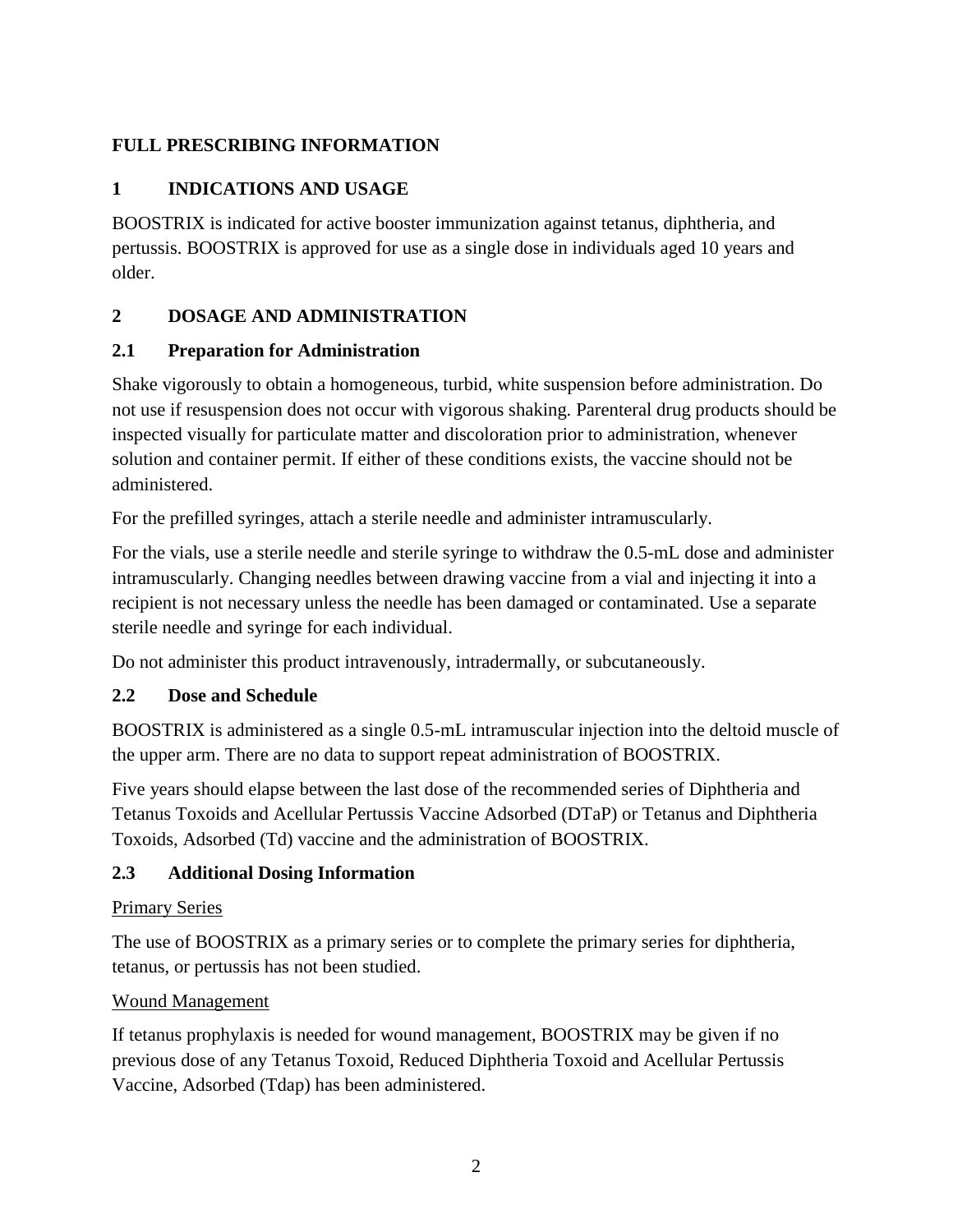# FULL PRESCRIBING INFORMATION

## 1 INDICATIONS AND USAGE

BOOSTRIX is indicated for active booster immunization against tetanus, diphtheria, and pertussis. BOOSTRIX is approved for use as a single dose in individuals aged 10 years and older.

## 2 DOSAGE AND ADMINISTRATION

### 2.1 Preparation for Administration

Shake vigorously to obtain a homogeneous, turbid, white suspension before administration. Do not use if resuspension does not occur with vigorous shaking. Parenteral drug products should be inspected visually for particulate matter and discoloration prior to administration, whenever solution and container permit. If either of these conditions exists, the vaccine should not be administered.

For the prefilled syringes, attach a sterile needle and administer intramuscularly.

For the vials, use a sterile needle and sterile syringe to withdraw the 0.5-mL dose and administer intramuscularly. Changing needles between drawing vaccine from a vial and injecting it into a recipient is not necessary unless the needle has been damaged or contaminated. Use a separate sterile needle and syringe for each individual.

Do not administer this product intravenously, intradermally, or subcutaneously.

### 2.2 Dose and Schedule

BOOSTRIX is administered as a single 0.5-mL intramuscular injection into the deltoid muscle of the upper arm. There are no data to support repeat administration of BOOSTRIX.

Five years should elapse between the last dose of the recommended series of Diphtheria and Tetanus Toxoids and Acellular Pertussis Vaccine Adsorbed (DTaP) or Tetanus and Diphtheria Toxoids, Adsorbed (Td) vaccine and the administration of BOOSTRIX.

### 2.3 Additional Dosing Information

Primary Series

The use of BOOSTRIX as a primary series or to complete the primary series for diphtheria, tetanus, or pertussis has not been studied.

Wound Management

If tetanus prophylaxis is needed for wound management, BOOSTRIX may be given if no previous dose of any Tetanus Toxoid, Reduced Diphtheria Toxoid and Acellular Pertussis Vaccine, Adsorbed (Tdap) has been administered.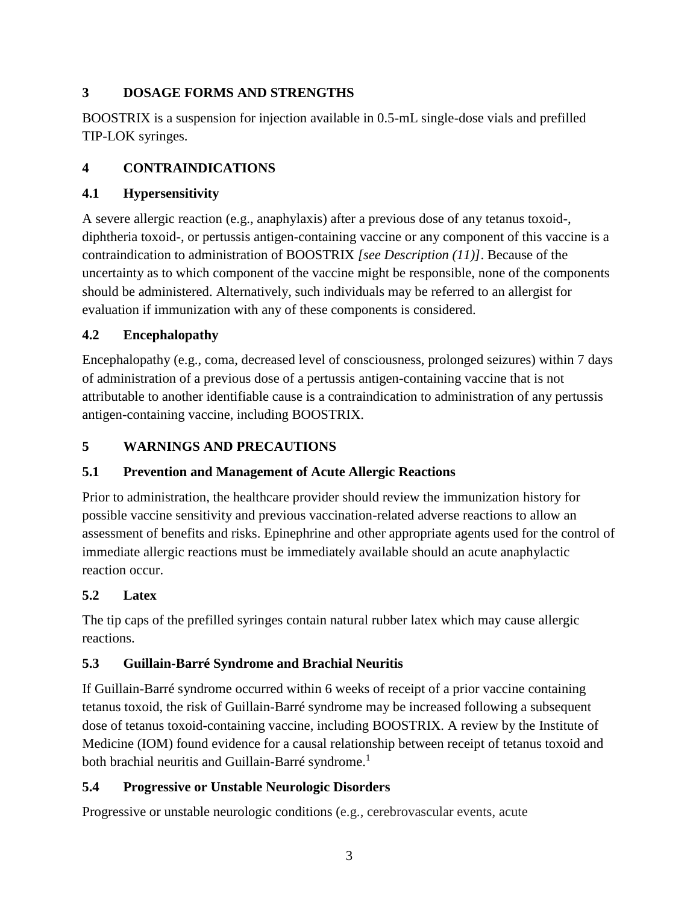## 3 DOSAGE FORMS AND STRENGTHS

BOOSTRIX is a suspension for injection available in 0.5-mL single-dose vials and prefilled TIP-LOK syringes.

## 4 CONTRAINDICATIONS

### 4.1 Hypersensitivity

A severe allergic reaction (e.g., anaphylaxis) after a previous dose of any tetanus toxoid-, diphtheria toxoid-, or pertussis antigen-containing vaccine or any component of this vaccine is a contraindication to administration of BOOSTRIX *[see Description (11)]*. Because of the uncertainty as to which component of the vaccine might be responsible, none of the components should be administered. Alternatively, such individuals may be referred to an allergist for evaluation if immunization with any of these components is considered.

### 4.2 Encephalopathy

Encephalopathy (e.g., coma, decreased level of consciousness, prolonged seizures) within 7 days of administration of a previous dose of a pertussis antigen-containing vaccine that is not attributable to another identifiable cause is a contraindication to administration of any pertussis antigen-containing vaccine, including BOOSTRIX.

## 5 WARNINGS AND PRECAUTIONS

### 5.1 Prevention and Management of Acute Allergic Reactions

Prior to administration, the healthcare provider should review the immunization history for possible vaccine sensitivity and previous vaccination-related adverse reactions to allow an assessment of benefits and risks. Epinephrine and other appropriate agents used for the control of immediate allergic reactions must be immediately available should an acute anaphylactic reaction occur.

### 5.2 Latex

The tip caps of the prefilled syringes contain natural rubber latex which may cause allergic reactions.

### 5.3 Guillain-Barré Syndrome and Brachial Neuritis

If Guillain-Barré syndrome occurred within 6 weeks of receipt of a prior vaccine containing tetanus toxoid, the risk of Guillain-Barré syndrome may be increased following a subsequent dose of tetanus toxoid-containing vaccine, including BOOSTRIX. A review by the Institute of Medicine (IOM) found evidence for a causal relationship between receipt of tetanus toxoid and both brachial neuritis and Guillain-Barré syndrome.[1]

### 5.4 Progressive or Unstable Neurologic Disorders

Progressive or unstable neurologic conditions (e.g., cerebrovascular events, acute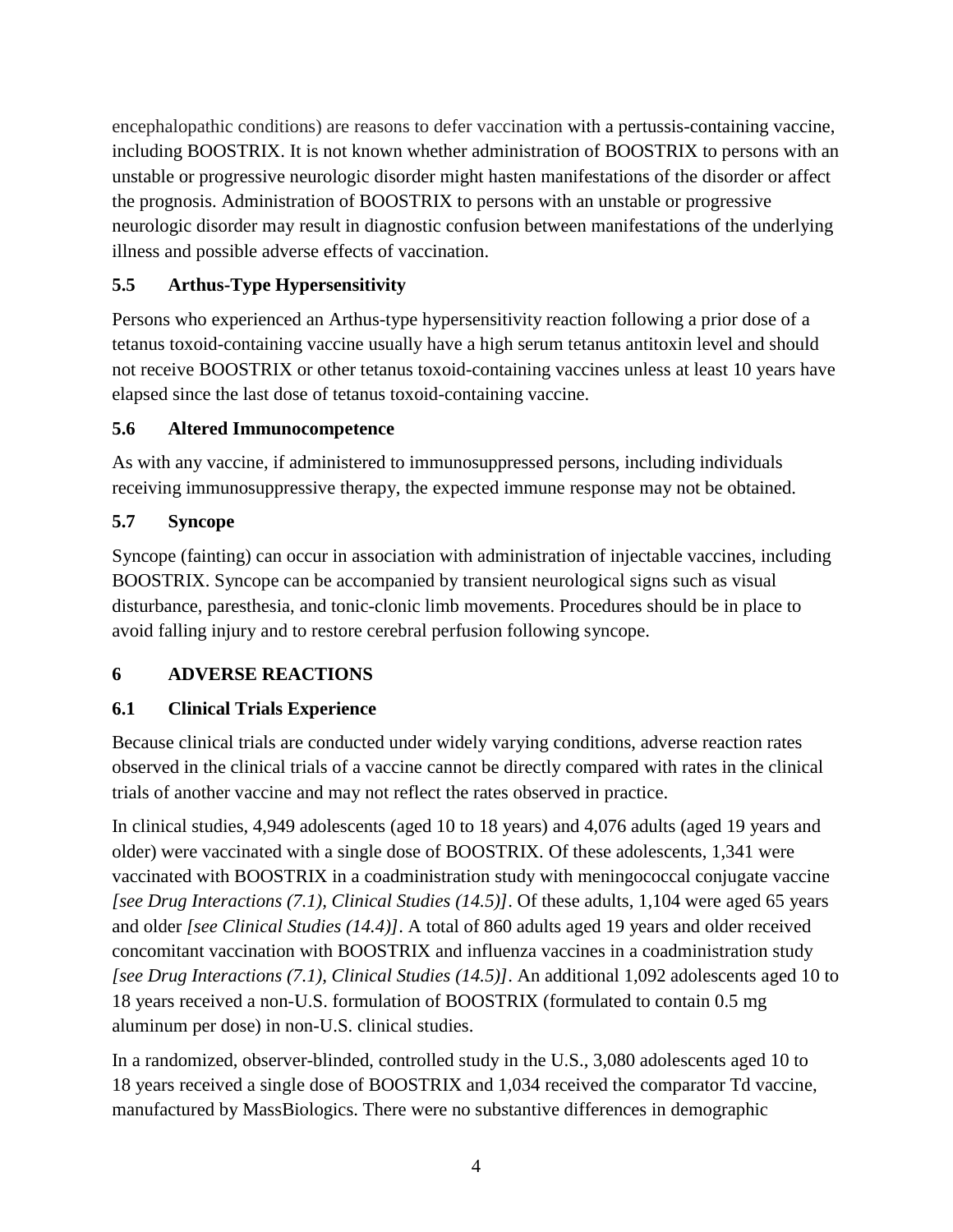encephalopathic conditions) are reasons to defer vaccination with a pertussis-containing vaccine, including BOOSTRIX. It is not known whether administration of BOOSTRIX to persons with an unstable or progressive neurologic disorder might hasten manifestations of the disorder or affect the prognosis. Administration of BOOSTRIX to persons with an unstable or progressive neurologic disorder may result in diagnostic confusion between manifestations of the underlying illness and possible adverse effects of vaccination.

### 5.5 Arthus-Type Hypersensitivity

Persons who experienced an Arthus-type hypersensitivity reaction following a prior dose of a tetanus toxoid-containing vaccine usually have a high serum tetanus antitoxin level and should not receive BOOSTRIX or other tetanus toxoid-containing vaccines unless at least 10 years have elapsed since the last dose of tetanus toxoid-containing vaccine.

### 5.6 Altered Immunocompetence

As with any vaccine, if administered to immunosuppressed persons, including individuals receiving immunosuppressive therapy, the expected immune response may not be obtained.

### 5.7 Syncope

Syncope (fainting) can occur in association with administration of injectable vaccines, including BOOSTRIX. Syncope can be accompanied by transient neurological signs such as visual disturbance, paresthesia, and tonic-clonic limb movements. Procedures should be in place to avoid falling injury and to restore cerebral perfusion following syncope.

## 6 ADVERSE REACTIONS

### 6.1 Clinical Trials Experience

Because clinical trials are conducted under widely varying conditions, adverse reaction rates observed in the clinical trials of a vaccine cannot be directly compared with rates in the clinical trials of another vaccine and may not reflect the rates observed in practice.

In clinical studies, 4,949 adolescents (aged 10 to 18 years) and 4,076 adults (aged 19 years and older) were vaccinated with a single dose of BOOSTRIX. Of these adolescents, 1,341 were vaccinated with BOOSTRIX in a coadministration study with meningococcal conjugate vaccine *[see Drug Interactions (7.1), Clinical Studies (14.5)]*. Of these adults, 1,104 were aged 65 years and older *[see Clinical Studies (14.4)]*. A total of 860 adults aged 19 years and older received concomitant vaccination with BOOSTRIX and influenza vaccines in a coadministration study *[see Drug Interactions (7.1), Clinical Studies (14.5)]*. An additional 1,092 adolescents aged 10 to 18 years received a non-U.S. formulation of BOOSTRIX (formulated to contain 0.5 mg aluminum per dose) in non-U.S. clinical studies.

In a randomized, observer-blinded, controlled study in the U.S., 3,080 adolescents aged 10 to 18 years received a single dose of BOOSTRIX and 1,034 received the comparator Td vaccine, manufactured by MassBiologics. There were no substantive differences in demographic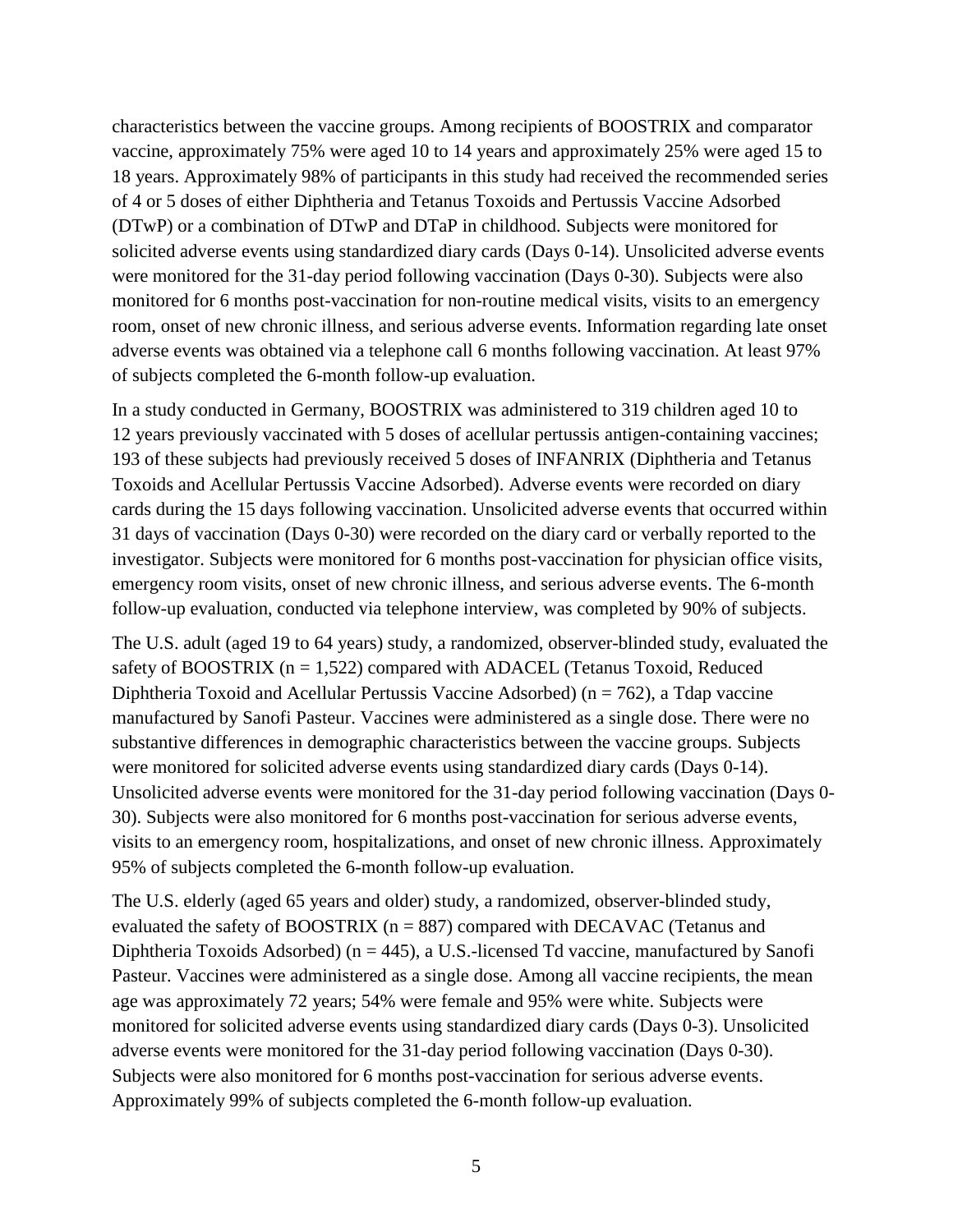characteristics between the vaccine groups. Among recipients of BOOSTRIX and comparator vaccine, approximately 75% were aged 10 to 14 years and approximately 25% were aged 15 to 18 years. Approximately 98% of participants in this study had received the recommended series of 4 or 5 doses of either Diphtheria and Tetanus Toxoids and Pertussis Vaccine Adsorbed (DTwP) or a combination of DTwP and DTaP in childhood. Subjects were monitored for solicited adverse events using standardized diary cards (Days 0-14). Unsolicited adverse events were monitored for the 31-day period following vaccination (Days 0-30). Subjects were also monitored for 6 months post-vaccination for non-routine medical visits, visits to an emergency room, onset of new chronic illness, and serious adverse events. Information regarding late onset adverse events was obtained via a telephone call 6 months following vaccination. At least 97% of subjects completed the 6-month follow-up evaluation.

In a study conducted in Germany, BOOSTRIX was administered to 319 children aged 10 to 12 years previously vaccinated with 5 doses of acellular pertussis antigen-containing vaccines; 193 of these subjects had previously received 5 doses of INFANRIX (Diphtheria and Tetanus Toxoids and Acellular Pertussis Vaccine Adsorbed). Adverse events were recorded on diary cards during the 15 days following vaccination. Unsolicited adverse events that occurred within 31 days of vaccination (Days 0-30) were recorded on the diary card or verbally reported to the investigator. Subjects were monitored for 6 months post-vaccination for physician office visits, emergency room visits, onset of new chronic illness, and serious adverse events. The 6-month follow-up evaluation, conducted via telephone interview, was completed by 90% of subjects.

The U.S. adult (aged 19 to 64 years) study, a randomized, observer-blinded study, evaluated the safety of BOOSTRIX (n = 1,522) compared with ADACEL (Tetanus Toxoid, Reduced Diphtheria Toxoid and Acellular Pertussis Vaccine Adsorbed) (n = 762), a Tdap vaccine manufactured by Sanofi Pasteur. Vaccines were administered as a single dose. There were no substantive differences in demographic characteristics between the vaccine groups. Subjects were monitored for solicited adverse events using standardized diary cards (Days 0-14). Unsolicited adverse events were monitored for the 31-day period following vaccination (Days 0-30). Subjects were also monitored for 6 months post-vaccination for serious adverse events, visits to an emergency room, hospitalizations, and onset of new chronic illness. Approximately 95% of subjects completed the 6-month follow-up evaluation.

The U.S. elderly (aged 65 years and older) study, a randomized, observer-blinded study, evaluated the safety of BOOSTRIX (n = 887) compared with DECAVAC (Tetanus and Diphtheria Toxoids Adsorbed) (n = 445), a U.S.-licensed Td vaccine, manufactured by Sanofi Pasteur. Vaccines were administered as a single dose. Among all vaccine recipients, the mean age was approximately 72 years; 54% were female and 95% were white. Subjects were monitored for solicited adverse events using standardized diary cards (Days 0-3). Unsolicited adverse events were monitored for the 31-day period following vaccination (Days 0-30). Subjects were also monitored for 6 months post-vaccination for serious adverse events. Approximately 99% of subjects completed the 6-month follow-up evaluation.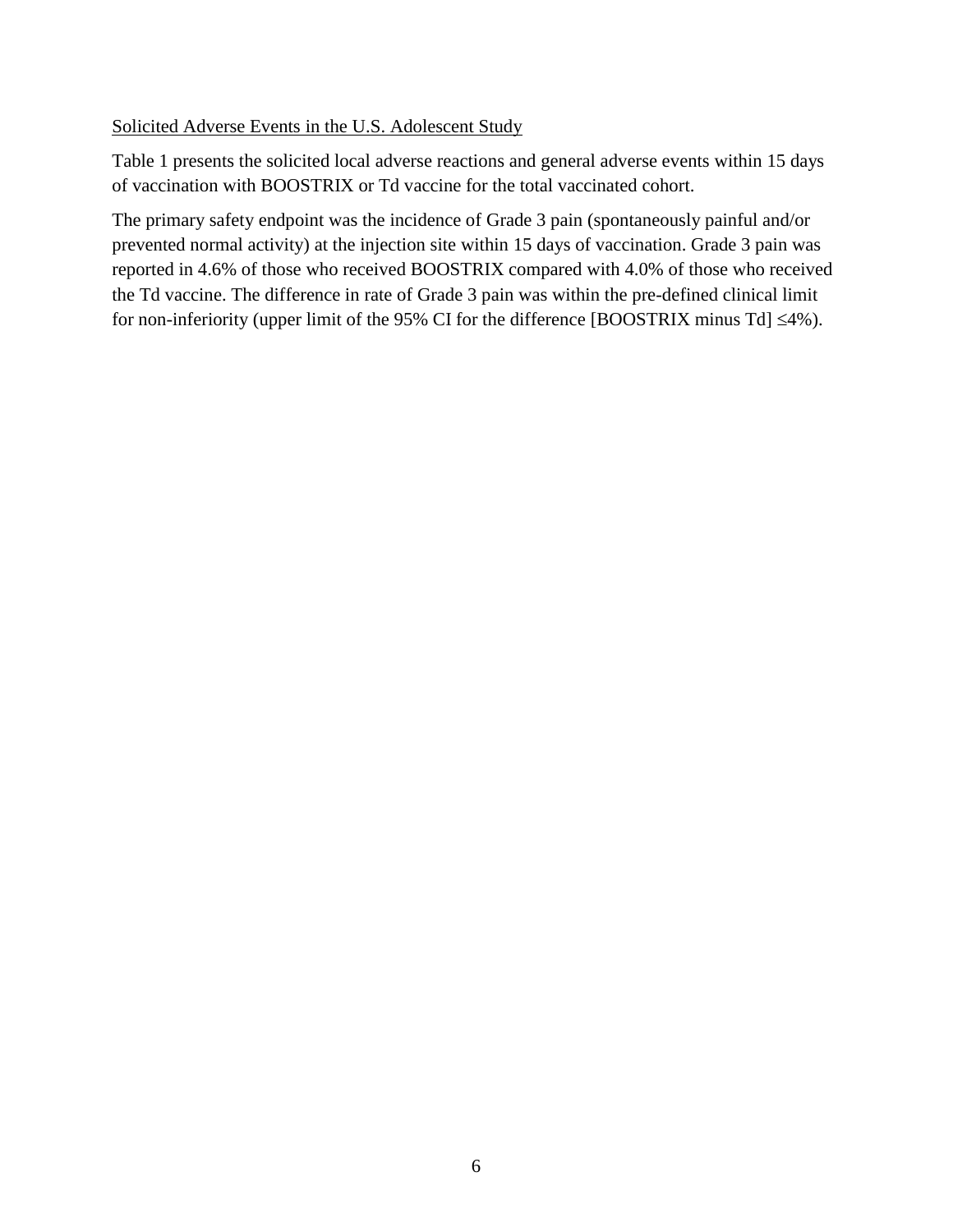Solicited Adverse Events in the U.S. Adolescent Study

Table 1 presents the solicited local adverse reactions and general adverse events within 15 days of vaccination with BOOSTRIX or Td vaccine for the total vaccinated cohort.

The primary safety endpoint was the incidence of Grade 3 pain (spontaneously painful and/or prevented normal activity) at the injection site within 15 days of vaccination. Grade 3 pain was reported in 4.6% of those who received BOOSTRIX compared with 4.0% of those who received the Td vaccine. The difference in rate of Grade 3 pain was within the pre-defined clinical limit for non-inferiority (upper limit of the 95% CI for the difference [BOOSTRIX minus Td] ≤4%).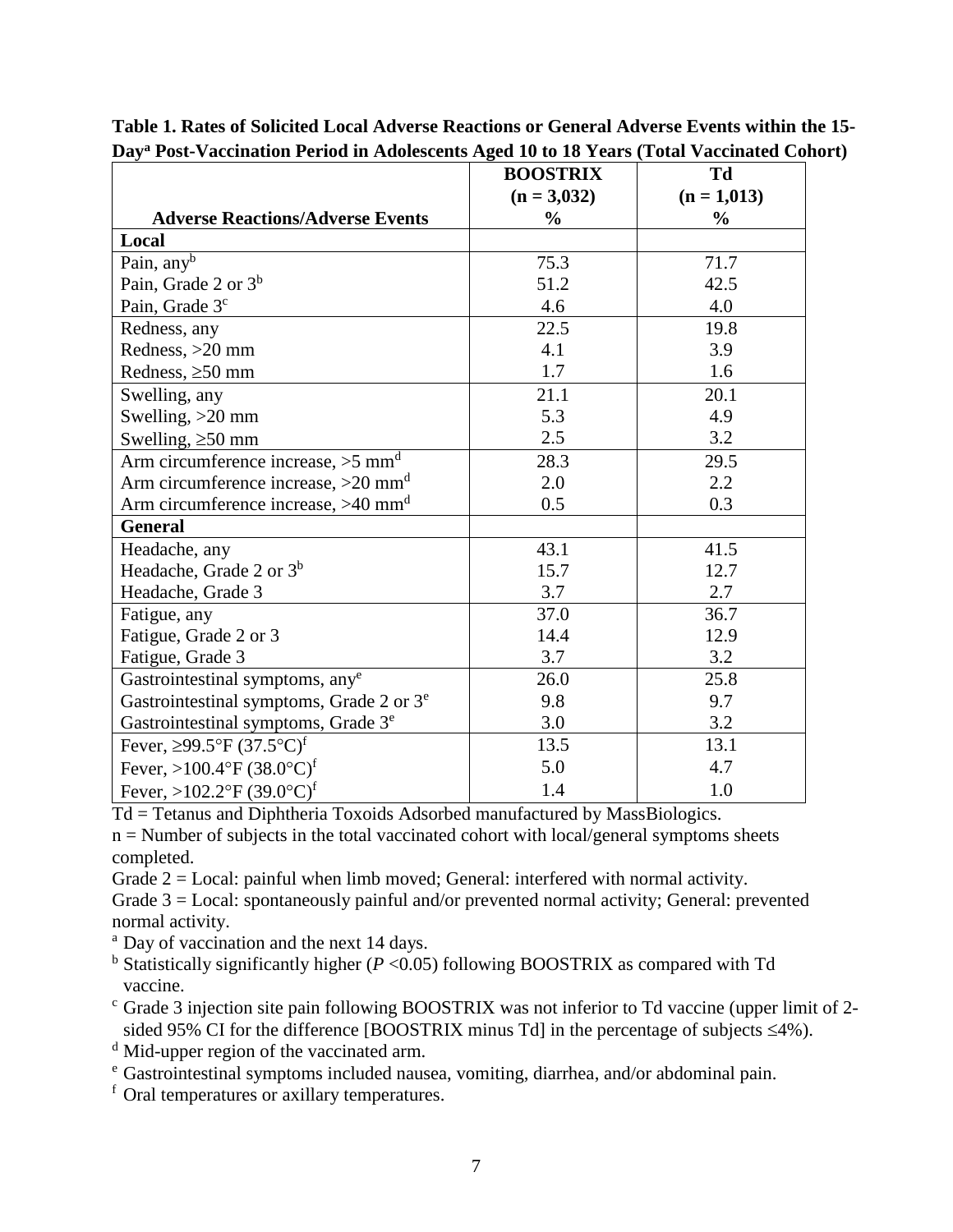**Table 1. Rates of Solicited Local Adverse Reactions or General Adverse Events within the 15-Day[a] Post-Vaccination Period in Adolescents Aged 10 to 18 Years (Total Vaccinated Cohort)**

| Adverse Reactions/Adverse Events | BOOSTRIX (n = 3,032) % | Td (n = 1,013) % |
|---|---|---|
| **Local** | | |
| Pain, any[b] | 75.3 | 71.7 |
| Pain, Grade 2 or 3[b] | 51.2 | 42.5 |
| Pain, Grade 3[c] | 4.6 | 4.0 |
| Redness, any | 22.5 | 19.8 |
| Redness, >20 mm | 4.1 | 3.9 |
| Redness, ≥50 mm | 1.7 | 1.6 |
| Swelling, any | 21.1 | 20.1 |
| Swelling, >20 mm | 5.3 | 4.9 |
| Swelling, ≥50 mm | 2.5 | 3.2 |
| Arm circumference increase, >5 mm[d] | 28.3 | 29.5 |
| Arm circumference increase, >20 mm[d] | 2.0 | 2.2 |
| Arm circumference increase, >40 mm[d] | 0.5 | 0.3 |
| **General** | | |
| Headache, any | 43.1 | 41.5 |
| Headache, Grade 2 or 3[b] | 15.7 | 12.7 |
| Headache, Grade 3 | 3.7 | 2.7 |
| Fatigue, any | 37.0 | 36.7 |
| Fatigue, Grade 2 or 3 | 14.4 | 12.9 |
| Fatigue, Grade 3 | 3.7 | 3.2 |
| Gastrointestinal symptoms, any[e] | 26.0 | 25.8 |
| Gastrointestinal symptoms, Grade 2 or 3[e] | 9.8 | 9.7 |
| Gastrointestinal symptoms, Grade 3[e] | 3.0 | 3.2 |
| Fever, ≥99.5°F (37.5°C)[f] | 13.5 | 13.1 |
| Fever, >100.4°F (38.0°C)[f] | 5.0 | 4.7 |
| Fever, >102.2°F (39.0°C)[f] | 1.4 | 1.0 |

Td = Tetanus and Diphtheria Toxoids Adsorbed manufactured by MassBiologics.

n = Number of subjects in the total vaccinated cohort with local/general symptoms sheets completed.

Grade 2 = Local: painful when limb moved; General: interfered with normal activity.

Grade 3 = Local: spontaneously painful and/or prevented normal activity; General: prevented normal activity.

[a] Day of vaccination and the next 14 days.

[b] Statistically significantly higher ($P$ <0.05) following BOOSTRIX as compared with Td vaccine.

[c] Grade 3 injection site pain following BOOSTRIX was not inferior to Td vaccine (upper limit of 2-sided 95% CI for the difference [BOOSTRIX minus Td] in the percentage of subjects ≤4%).

[d] Mid-upper region of the vaccinated arm.

[e] Gastrointestinal symptoms included nausea, vomiting, diarrhea, and/or abdominal pain.

[f] Oral temperatures or axillary temperatures.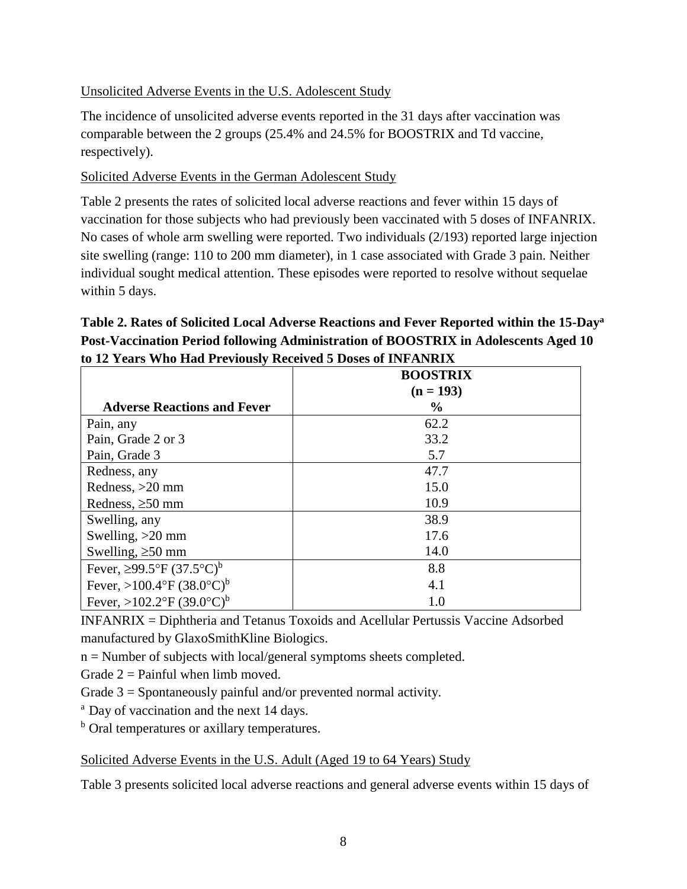Unsolicited Adverse Events in the U.S. Adolescent Study

The incidence of unsolicited adverse events reported in the 31 days after vaccination was comparable between the 2 groups (25.4% and 24.5% for BOOSTRIX and Td vaccine, respectively).

Solicited Adverse Events in the German Adolescent Study

Table 2 presents the rates of solicited local adverse reactions and fever within 15 days of vaccination for those subjects who had previously been vaccinated with 5 doses of INFANRIX. No cases of whole arm swelling were reported. Two individuals (2/193) reported large injection site swelling (range: 110 to 200 mm diameter), in 1 case associated with Grade 3 pain. Neither individual sought medical attention. These episodes were reported to resolve without sequelae within 5 days.

**Table 2. Rates of Solicited Local Adverse Reactions and Fever Reported within the 15-Day[a] Post-Vaccination Period following Administration of BOOSTRIX in Adolescents Aged 10 to 12 Years Who Had Previously Received 5 Doses of INFANRIX**

| Adverse Reactions and Fever | BOOSTRIX (n = 193) % |
|---|---|
| Pain, any | 62.2 |
| Pain, Grade 2 or 3 | 33.2 |
| Pain, Grade 3 | 5.7 |
| Redness, any | 47.7 |
| Redness, >20 mm | 15.0 |
| Redness, ≥50 mm | 10.9 |
| Swelling, any | 38.9 |
| Swelling, >20 mm | 17.6 |
| Swelling, ≥50 mm | 14.0 |
| Fever, ≥99.5°F (37.5°C)[b] | 8.8 |
| Fever, >100.4°F (38.0°C)[b] | 4.1 |
| Fever, >102.2°F (39.0°C)[b] | 1.0 |

INFANRIX = Diphtheria and Tetanus Toxoids and Acellular Pertussis Vaccine Adsorbed manufactured by GlaxoSmithKline Biologics.

n = Number of subjects with local/general symptoms sheets completed.

Grade 2 = Painful when limb moved.

Grade 3 = Spontaneously painful and/or prevented normal activity.

[a] Day of vaccination and the next 14 days.

[b] Oral temperatures or axillary temperatures.

Solicited Adverse Events in the U.S. Adult (Aged 19 to 64 Years) Study

Table 3 presents solicited local adverse reactions and general adverse events within 15 days of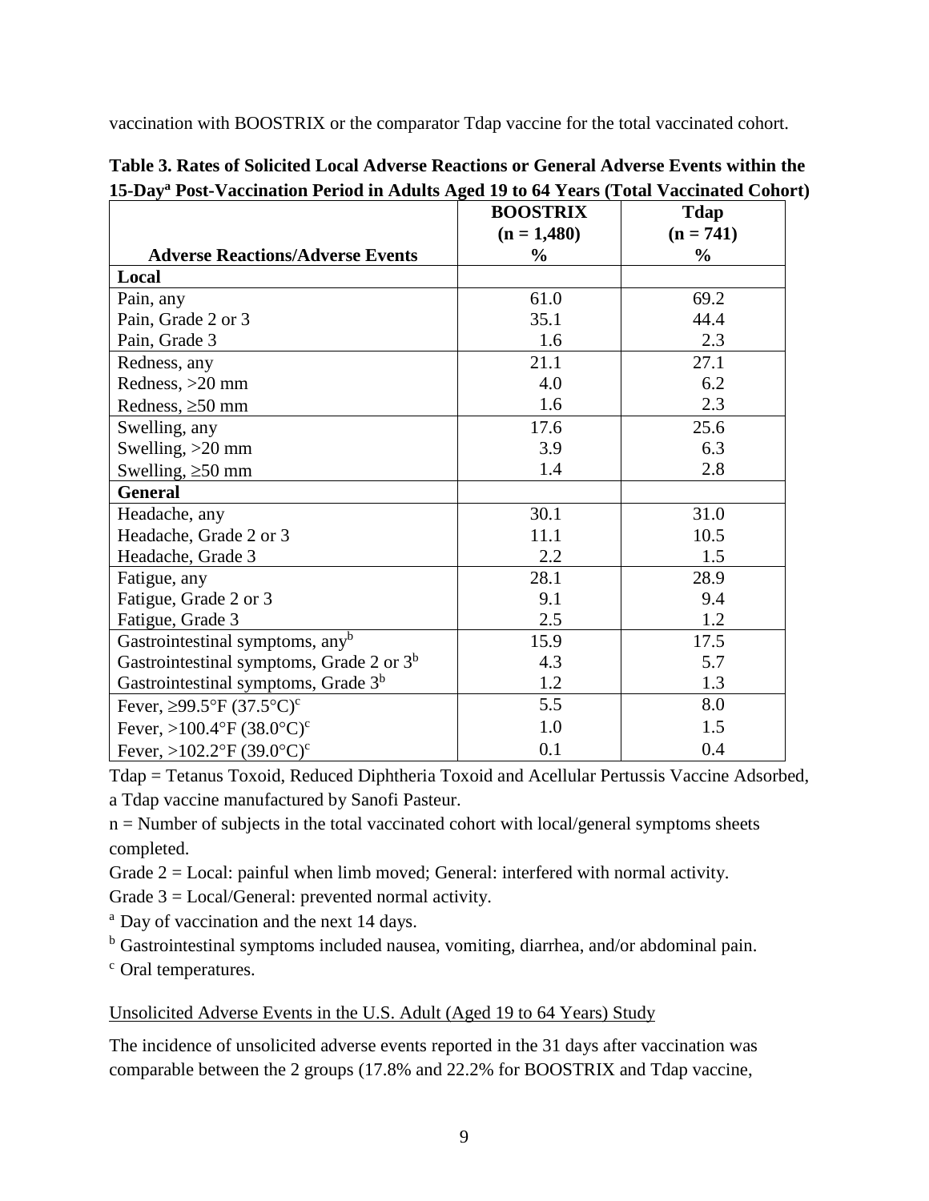vaccination with BOOSTRIX or the comparator Tdap vaccine for the total vaccinated cohort.

**Table 3. Rates of Solicited Local Adverse Reactions or General Adverse Events within the 15-Day[a] Post-Vaccination Period in Adults Aged 19 to 64 Years (Total Vaccinated Cohort)**

| Adverse Reactions/Adverse Events | BOOSTRIX (n = 1,480) % | Tdap (n = 741) % |
|---|---|---|
| **Local** | | |
| Pain, any | 61.0 | 69.2 |
| Pain, Grade 2 or 3 | 35.1 | 44.4 |
| Pain, Grade 3 | 1.6 | 2.3 |
| Redness, any | 21.1 | 27.1 |
| Redness, >20 mm | 4.0 | 6.2 |
| Redness, ≥50 mm | 1.6 | 2.3 |
| Swelling, any | 17.6 | 25.6 |
| Swelling, >20 mm | 3.9 | 6.3 |
| Swelling, ≥50 mm | 1.4 | 2.8 |
| **General** | | |
| Headache, any | 30.1 | 31.0 |
| Headache, Grade 2 or 3 | 11.1 | 10.5 |
| Headache, Grade 3 | 2.2 | 1.5 |
| Fatigue, any | 28.1 | 28.9 |
| Fatigue, Grade 2 or 3 | 9.1 | 9.4 |
| Fatigue, Grade 3 | 2.5 | 1.2 |
| Gastrointestinal symptoms, any[b] | 15.9 | 17.5 |
| Gastrointestinal symptoms, Grade 2 or 3[b] | 4.3 | 5.7 |
| Gastrointestinal symptoms, Grade 3[b] | 1.2 | 1.3 |
| Fever, ≥99.5°F (37.5°C)[c] | 5.5 | 8.0 |
| Fever, >100.4°F (38.0°C)[c] | 1.0 | 1.5 |
| Fever, >102.2°F (39.0°C)[c] | 0.1 | 0.4 |

Tdap = Tetanus Toxoid, Reduced Diphtheria Toxoid and Acellular Pertussis Vaccine Adsorbed, a Tdap vaccine manufactured by Sanofi Pasteur.

n = Number of subjects in the total vaccinated cohort with local/general symptoms sheets completed.

Grade 2 = Local: painful when limb moved; General: interfered with normal activity.

Grade 3 = Local/General: prevented normal activity.

[a] Day of vaccination and the next 14 days.

[b] Gastrointestinal symptoms included nausea, vomiting, diarrhea, and/or abdominal pain.

[c] Oral temperatures.

Unsolicited Adverse Events in the U.S. Adult (Aged 19 to 64 Years) Study

The incidence of unsolicited adverse events reported in the 31 days after vaccination was comparable between the 2 groups (17.8% and 22.2% for BOOSTRIX and Tdap vaccine,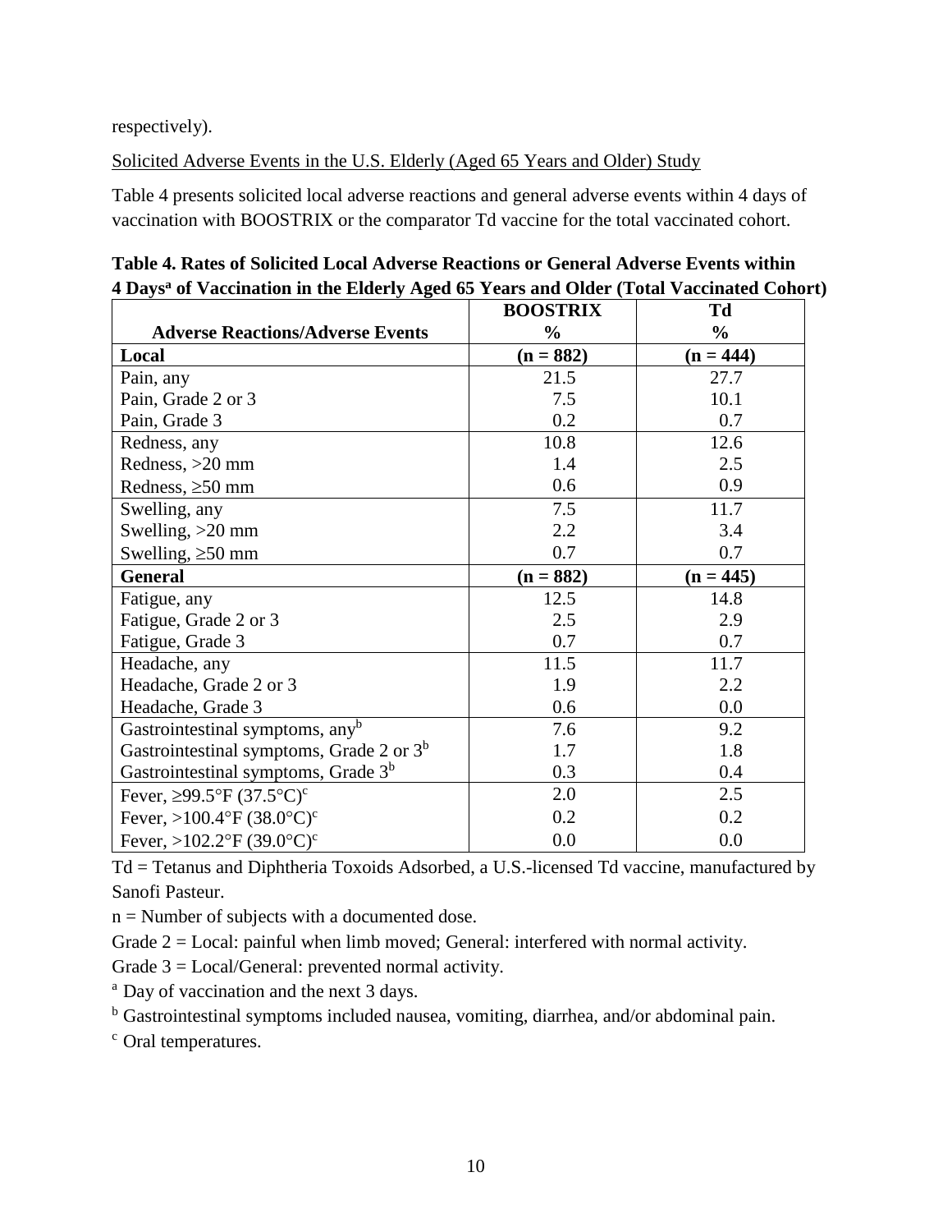respectively).

Solicited Adverse Events in the U.S. Elderly (Aged 65 Years and Older) Study

Table 4 presents solicited local adverse reactions and general adverse events within 4 days of vaccination with BOOSTRIX or the comparator Td vaccine for the total vaccinated cohort.

**Table 4. Rates of Solicited Local Adverse Reactions or General Adverse Events within 4 Days[a] of Vaccination in the Elderly Aged 65 Years and Older (Total Vaccinated Cohort)**

| Adverse Reactions/Adverse Events | BOOSTRIX % | Td % |
|---|---|---|
| **Local** | **(n = 882)** | **(n = 444)** |
| Pain, any | 21.5 | 27.7 |
| Pain, Grade 2 or 3 | 7.5 | 10.1 |
| Pain, Grade 3 | 0.2 | 0.7 |
| Redness, any | 10.8 | 12.6 |
| Redness, >20 mm | 1.4 | 2.5 |
| Redness, ≥50 mm | 0.6 | 0.9 |
| Swelling, any | 7.5 | 11.7 |
| Swelling, >20 mm | 2.2 | 3.4 |
| Swelling, ≥50 mm | 0.7 | 0.7 |
| **General** | **(n = 882)** | **(n = 445)** |
| Fatigue, any | 12.5 | 14.8 |
| Fatigue, Grade 2 or 3 | 2.5 | 2.9 |
| Fatigue, Grade 3 | 0.7 | 0.7 |
| Headache, any | 11.5 | 11.7 |
| Headache, Grade 2 or 3 | 1.9 | 2.2 |
| Headache, Grade 3 | 0.6 | 0.0 |
| Gastrointestinal symptoms, any[b] | 7.6 | 9.2 |
| Gastrointestinal symptoms, Grade 2 or 3[b] | 1.7 | 1.8 |
| Gastrointestinal symptoms, Grade 3[b] | 0.3 | 0.4 |
| Fever, ≥99.5°F (37.5°C)[c] | 2.0 | 2.5 |
| Fever, >100.4°F (38.0°C)[c] | 0.2 | 0.2 |
| Fever, >102.2°F (39.0°C)[c] | 0.0 | 0.0 |

Td = Tetanus and Diphtheria Toxoids Adsorbed, a U.S.-licensed Td vaccine, manufactured by Sanofi Pasteur.

n = Number of subjects with a documented dose.

Grade 2 = Local: painful when limb moved; General: interfered with normal activity.

Grade 3 = Local/General: prevented normal activity.

[a] Day of vaccination and the next 3 days.

[b] Gastrointestinal symptoms included nausea, vomiting, diarrhea, and/or abdominal pain.

[c] Oral temperatures.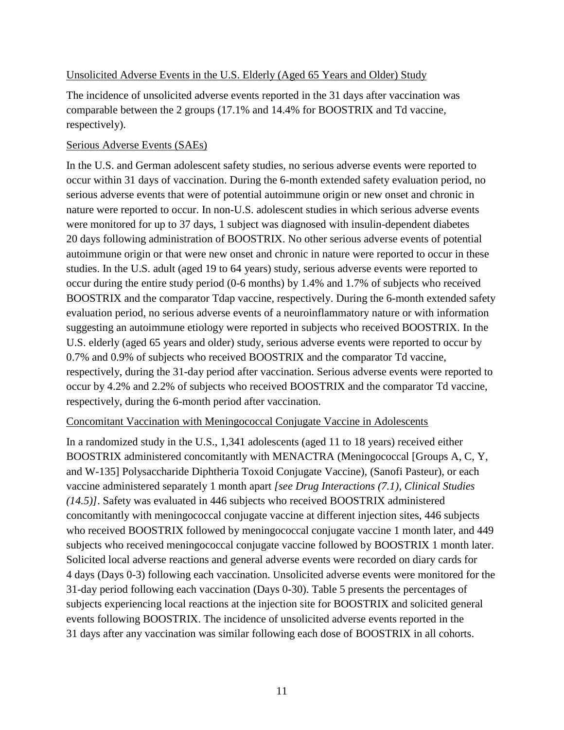Unsolicited Adverse Events in the U.S. Elderly (Aged 65 Years and Older) Study

The incidence of unsolicited adverse events reported in the 31 days after vaccination was comparable between the 2 groups (17.1% and 14.4% for BOOSTRIX and Td vaccine, respectively).

Serious Adverse Events (SAEs)

In the U.S. and German adolescent safety studies, no serious adverse events were reported to occur within 31 days of vaccination. During the 6-month extended safety evaluation period, no serious adverse events that were of potential autoimmune origin or new onset and chronic in nature were reported to occur. In non-U.S. adolescent studies in which serious adverse events were monitored for up to 37 days, 1 subject was diagnosed with insulin-dependent diabetes 20 days following administration of BOOSTRIX. No other serious adverse events of potential autoimmune origin or that were new onset and chronic in nature were reported to occur in these studies. In the U.S. adult (aged 19 to 64 years) study, serious adverse events were reported to occur during the entire study period (0-6 months) by 1.4% and 1.7% of subjects who received BOOSTRIX and the comparator Tdap vaccine, respectively. During the 6-month extended safety evaluation period, no serious adverse events of a neuroinflammatory nature or with information suggesting an autoimmune etiology were reported in subjects who received BOOSTRIX. In the U.S. elderly (aged 65 years and older) study, serious adverse events were reported to occur by 0.7% and 0.9% of subjects who received BOOSTRIX and the comparator Td vaccine, respectively, during the 31-day period after vaccination. Serious adverse events were reported to occur by 4.2% and 2.2% of subjects who received BOOSTRIX and the comparator Td vaccine, respectively, during the 6-month period after vaccination.

Concomitant Vaccination with Meningococcal Conjugate Vaccine in Adolescents

In a randomized study in the U.S., 1,341 adolescents (aged 11 to 18 years) received either BOOSTRIX administered concomitantly with MENACTRA (Meningococcal [Groups A, C, Y, and W-135] Polysaccharide Diphtheria Toxoid Conjugate Vaccine), (Sanofi Pasteur), or each vaccine administered separately 1 month apart *[see Drug Interactions (7.1), Clinical Studies (14.5)]*. Safety was evaluated in 446 subjects who received BOOSTRIX administered concomitantly with meningococcal conjugate vaccine at different injection sites, 446 subjects who received BOOSTRIX followed by meningococcal conjugate vaccine 1 month later, and 449 subjects who received meningococcal conjugate vaccine followed by BOOSTRIX 1 month later. Solicited local adverse reactions and general adverse events were recorded on diary cards for 4 days (Days 0-3) following each vaccination. Unsolicited adverse events were monitored for the 31-day period following each vaccination (Days 0-30). Table 5 presents the percentages of subjects experiencing local reactions at the injection site for BOOSTRIX and solicited general events following BOOSTRIX. The incidence of unsolicited adverse events reported in the 31 days after any vaccination was similar following each dose of BOOSTRIX in all cohorts.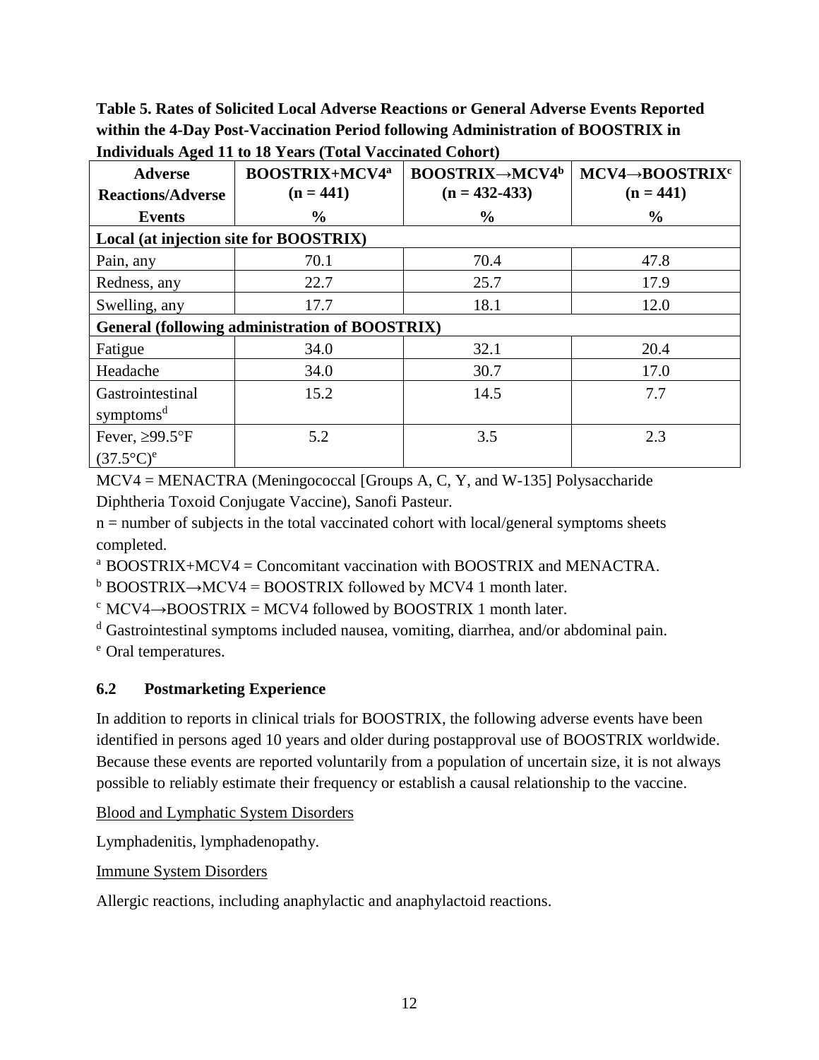**Table 5. Rates of Solicited Local Adverse Reactions or General Adverse Events Reported within the 4-Day Post-Vaccination Period following Administration of BOOSTRIX in Individuals Aged 11 to 18 Years (Total Vaccinated Cohort)**

| Adverse Reactions/Adverse Events | BOOSTRIX+MCV4[a] (n = 441) % | BOOSTRIX→MCV4[b] (n = 432-433) % | MCV4→BOOSTRIX[c] (n = 441) % |
|---|---|---|---|
| **Local (at injection site for BOOSTRIX)** | | | |
| Pain, any | 70.1 | 70.4 | 47.8 |
| Redness, any | 22.7 | 25.7 | 17.9 |
| Swelling, any | 17.7 | 18.1 | 12.0 |
| **General (following administration of BOOSTRIX)** | | | |
| Fatigue | 34.0 | 32.1 | 20.4 |
| Headache | 34.0 | 30.7 | 17.0 |
| Gastrointestinal symptoms[d] | 15.2 | 14.5 | 7.7 |
| Fever, ≥99.5°F (37.5°C)[e] | 5.2 | 3.5 | 2.3 |

MCV4 = MENACTRA (Meningococcal [Groups A, C, Y, and W-135] Polysaccharide Diphtheria Toxoid Conjugate Vaccine), Sanofi Pasteur.

n = number of subjects in the total vaccinated cohort with local/general symptoms sheets completed.

[a] BOOSTRIX+MCV4 = Concomitant vaccination with BOOSTRIX and MENACTRA.

[b] BOOSTRIX→MCV4 = BOOSTRIX followed by MCV4 1 month later.

[c] MCV4→BOOSTRIX = MCV4 followed by BOOSTRIX 1 month later.

[d] Gastrointestinal symptoms included nausea, vomiting, diarrhea, and/or abdominal pain.

[e] Oral temperatures.

## 6.2 Postmarketing Experience

In addition to reports in clinical trials for BOOSTRIX, the following adverse events have been identified in persons aged 10 years and older during postapproval use of BOOSTRIX worldwide. Because these events are reported voluntarily from a population of uncertain size, it is not always possible to reliably estimate their frequency or establish a causal relationship to the vaccine.

Blood and Lymphatic System Disorders

Lymphadenitis, lymphadenopathy.

Immune System Disorders

Allergic reactions, including anaphylactic and anaphylactoid reactions.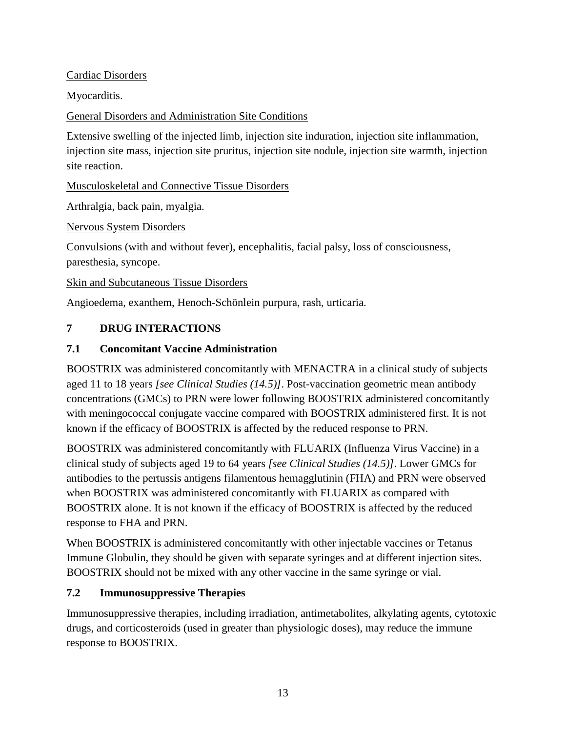Cardiac Disorders

Myocarditis.

General Disorders and Administration Site Conditions

Extensive swelling of the injected limb, injection site induration, injection site inflammation, injection site mass, injection site pruritus, injection site nodule, injection site warmth, injection site reaction.

Musculoskeletal and Connective Tissue Disorders

Arthralgia, back pain, myalgia.

Nervous System Disorders

Convulsions (with and without fever), encephalitis, facial palsy, loss of consciousness, paresthesia, syncope.

Skin and Subcutaneous Tissue Disorders

Angioedema, exanthem, Henoch-Schönlein purpura, rash, urticaria.

## 7 DRUG INTERACTIONS

### 7.1 Concomitant Vaccine Administration

BOOSTRIX was administered concomitantly with MENACTRA in a clinical study of subjects aged 11 to 18 years *[see Clinical Studies (14.5)]*. Post-vaccination geometric mean antibody concentrations (GMCs) to PRN were lower following BOOSTRIX administered concomitantly with meningococcal conjugate vaccine compared with BOOSTRIX administered first. It is not known if the efficacy of BOOSTRIX is affected by the reduced response to PRN.

BOOSTRIX was administered concomitantly with FLUARIX (Influenza Virus Vaccine) in a clinical study of subjects aged 19 to 64 years *[see Clinical Studies (14.5)]*. Lower GMCs for antibodies to the pertussis antigens filamentous hemagglutinin (FHA) and PRN were observed when BOOSTRIX was administered concomitantly with FLUARIX as compared with BOOSTRIX alone. It is not known if the efficacy of BOOSTRIX is affected by the reduced response to FHA and PRN.

When BOOSTRIX is administered concomitantly with other injectable vaccines or Tetanus Immune Globulin, they should be given with separate syringes and at different injection sites. BOOSTRIX should not be mixed with any other vaccine in the same syringe or vial.

### 7.2 Immunosuppressive Therapies

Immunosuppressive therapies, including irradiation, antimetabolites, alkylating agents, cytotoxic drugs, and corticosteroids (used in greater than physiologic doses), may reduce the immune response to BOOSTRIX.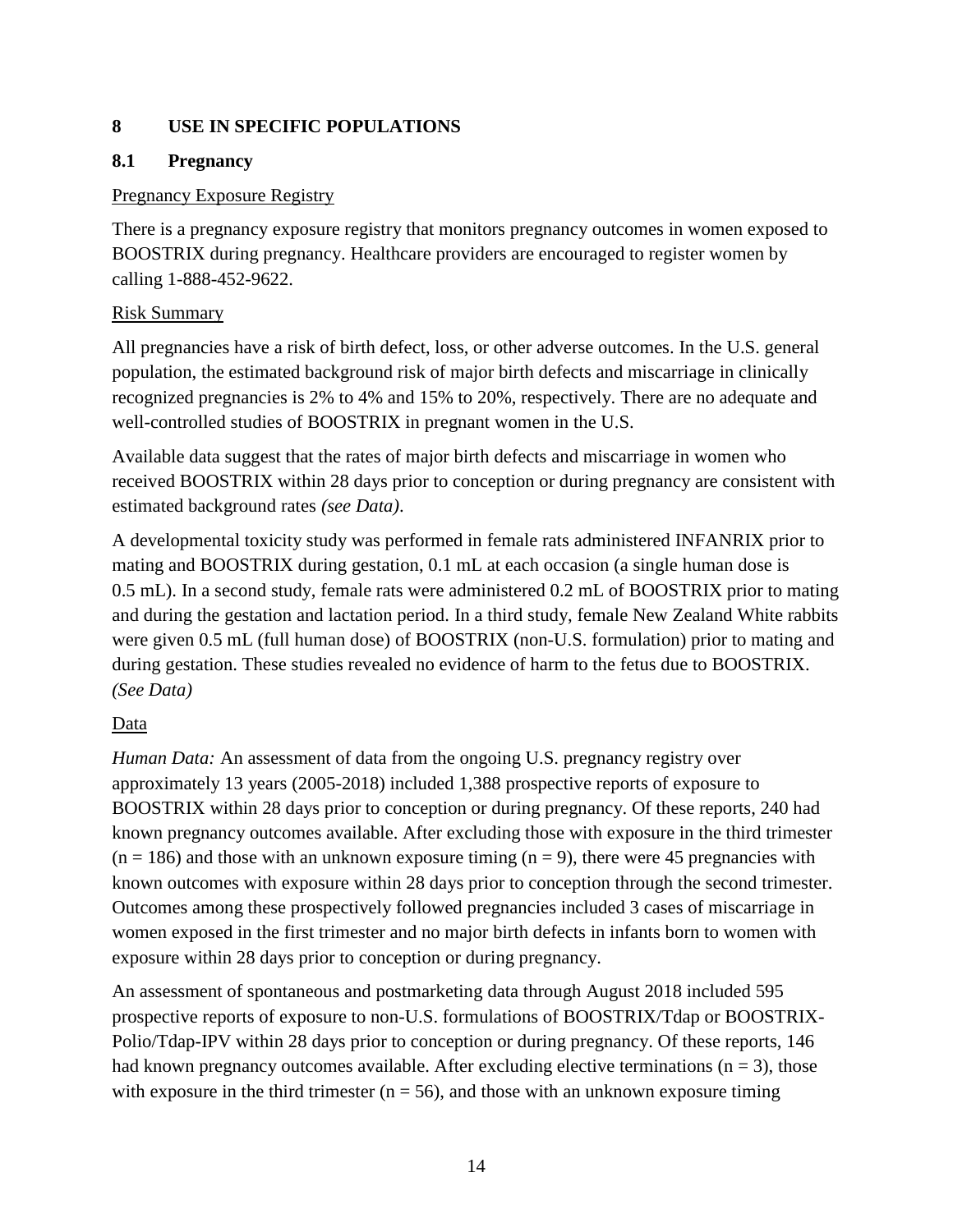## 8 USE IN SPECIFIC POPULATIONS

### 8.1 Pregnancy

Pregnancy Exposure Registry

There is a pregnancy exposure registry that monitors pregnancy outcomes in women exposed to BOOSTRIX during pregnancy. Healthcare providers are encouraged to register women by calling 1-888-452-9622.

Risk Summary

All pregnancies have a risk of birth defect, loss, or other adverse outcomes. In the U.S. general population, the estimated background risk of major birth defects and miscarriage in clinically recognized pregnancies is 2% to 4% and 15% to 20%, respectively. There are no adequate and well-controlled studies of BOOSTRIX in pregnant women in the U.S.

Available data suggest that the rates of major birth defects and miscarriage in women who received BOOSTRIX within 28 days prior to conception or during pregnancy are consistent with estimated background rates *(see Data)*.

A developmental toxicity study was performed in female rats administered INFANRIX prior to mating and BOOSTRIX during gestation, 0.1 mL at each occasion (a single human dose is 0.5 mL). In a second study, female rats were administered 0.2 mL of BOOSTRIX prior to mating and during the gestation and lactation period. In a third study, female New Zealand White rabbits were given 0.5 mL (full human dose) of BOOSTRIX (non-U.S. formulation) prior to mating and during gestation. These studies revealed no evidence of harm to the fetus due to BOOSTRIX. *(See Data)*

Data

*Human Data:* An assessment of data from the ongoing U.S. pregnancy registry over approximately 13 years (2005-2018) included 1,388 prospective reports of exposure to BOOSTRIX within 28 days prior to conception or during pregnancy. Of these reports, 240 had known pregnancy outcomes available. After excluding those with exposure in the third trimester (n = 186) and those with an unknown exposure timing (n = 9), there were 45 pregnancies with known outcomes with exposure within 28 days prior to conception through the second trimester. Outcomes among these prospectively followed pregnancies included 3 cases of miscarriage in women exposed in the first trimester and no major birth defects in infants born to women with exposure within 28 days prior to conception or during pregnancy.

An assessment of spontaneous and postmarketing data through August 2018 included 595 prospective reports of exposure to non-U.S. formulations of BOOSTRIX/Tdap or BOOSTRIX-Polio/Tdap-IPV within 28 days prior to conception or during pregnancy. Of these reports, 146 had known pregnancy outcomes available. After excluding elective terminations (n = 3), those with exposure in the third trimester (n = 56), and those with an unknown exposure timing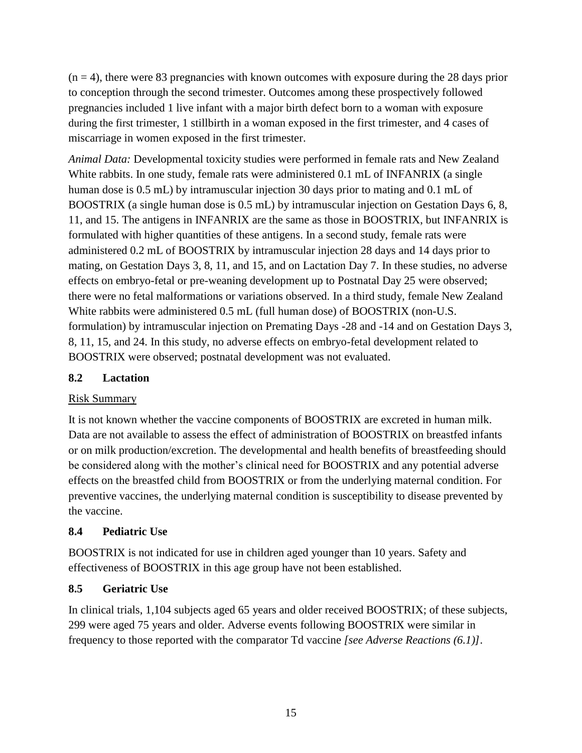(n = 4), there were 83 pregnancies with known outcomes with exposure during the 28 days prior to conception through the second trimester. Outcomes among these prospectively followed pregnancies included 1 live infant with a major birth defect born to a woman with exposure during the first trimester, 1 stillbirth in a woman exposed in the first trimester, and 4 cases of miscarriage in women exposed in the first trimester.

*Animal Data:* Developmental toxicity studies were performed in female rats and New Zealand White rabbits. In one study, female rats were administered 0.1 mL of INFANRIX (a single human dose is 0.5 mL) by intramuscular injection 30 days prior to mating and 0.1 mL of BOOSTRIX (a single human dose is 0.5 mL) by intramuscular injection on Gestation Days 6, 8, 11, and 15. The antigens in INFANRIX are the same as those in BOOSTRIX, but INFANRIX is formulated with higher quantities of these antigens. In a second study, female rats were administered 0.2 mL of BOOSTRIX by intramuscular injection 28 days and 14 days prior to mating, on Gestation Days 3, 8, 11, and 15, and on Lactation Day 7. In these studies, no adverse effects on embryo-fetal or pre-weaning development up to Postnatal Day 25 were observed; there were no fetal malformations or variations observed. In a third study, female New Zealand White rabbits were administered 0.5 mL (full human dose) of BOOSTRIX (non-U.S. formulation) by intramuscular injection on Premating Days -28 and -14 and on Gestation Days 3, 8, 11, 15, and 24. In this study, no adverse effects on embryo-fetal development related to BOOSTRIX were observed; postnatal development was not evaluated.

## 8.2 Lactation

Risk Summary

It is not known whether the vaccine components of BOOSTRIX are excreted in human milk. Data are not available to assess the effect of administration of BOOSTRIX on breastfed infants or on milk production/excretion. The developmental and health benefits of breastfeeding should be considered along with the mother's clinical need for BOOSTRIX and any potential adverse effects on the breastfed child from BOOSTRIX or from the underlying maternal condition. For preventive vaccines, the underlying maternal condition is susceptibility to disease prevented by the vaccine.

## 8.4 Pediatric Use

BOOSTRIX is not indicated for use in children aged younger than 10 years. Safety and effectiveness of BOOSTRIX in this age group have not been established.

## 8.5 Geriatric Use

In clinical trials, 1,104 subjects aged 65 years and older received BOOSTRIX; of these subjects, 299 were aged 75 years and older. Adverse events following BOOSTRIX were similar in frequency to those reported with the comparator Td vaccine *[see Adverse Reactions (6.1)]*.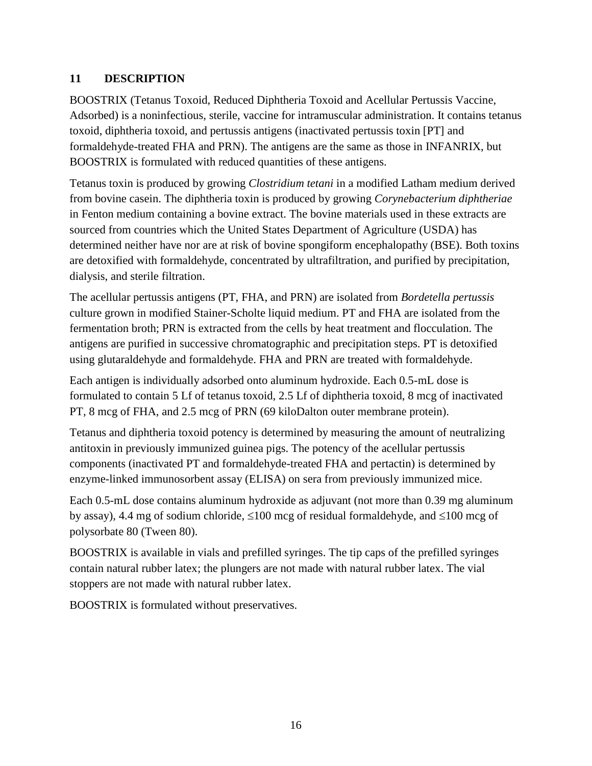## 11 DESCRIPTION

BOOSTRIX (Tetanus Toxoid, Reduced Diphtheria Toxoid and Acellular Pertussis Vaccine, Adsorbed) is a noninfectious, sterile, vaccine for intramuscular administration. It contains tetanus toxoid, diphtheria toxoid, and pertussis antigens (inactivated pertussis toxin [PT] and formaldehyde-treated FHA and PRN). The antigens are the same as those in INFANRIX, but BOOSTRIX is formulated with reduced quantities of these antigens.

Tetanus toxin is produced by growing *Clostridium tetani* in a modified Latham medium derived from bovine casein. The diphtheria toxin is produced by growing *Corynebacterium diphtheriae* in Fenton medium containing a bovine extract. The bovine materials used in these extracts are sourced from countries which the United States Department of Agriculture (USDA) has determined neither have nor are at risk of bovine spongiform encephalopathy (BSE). Both toxins are detoxified with formaldehyde, concentrated by ultrafiltration, and purified by precipitation, dialysis, and sterile filtration.

The acellular pertussis antigens (PT, FHA, and PRN) are isolated from *Bordetella pertussis* culture grown in modified Stainer-Scholte liquid medium. PT and FHA are isolated from the fermentation broth; PRN is extracted from the cells by heat treatment and flocculation. The antigens are purified in successive chromatographic and precipitation steps. PT is detoxified using glutaraldehyde and formaldehyde. FHA and PRN are treated with formaldehyde.

Each antigen is individually adsorbed onto aluminum hydroxide. Each 0.5-mL dose is formulated to contain 5 Lf of tetanus toxoid, 2.5 Lf of diphtheria toxoid, 8 mcg of inactivated PT, 8 mcg of FHA, and 2.5 mcg of PRN (69 kiloDalton outer membrane protein).

Tetanus and diphtheria toxoid potency is determined by measuring the amount of neutralizing antitoxin in previously immunized guinea pigs. The potency of the acellular pertussis components (inactivated PT and formaldehyde-treated FHA and pertactin) is determined by enzyme-linked immunosorbent assay (ELISA) on sera from previously immunized mice.

Each 0.5-mL dose contains aluminum hydroxide as adjuvant (not more than 0.39 mg aluminum by assay), 4.4 mg of sodium chloride, ≤100 mcg of residual formaldehyde, and ≤100 mcg of polysorbate 80 (Tween 80).

BOOSTRIX is available in vials and prefilled syringes. The tip caps of the prefilled syringes contain natural rubber latex; the plungers are not made with natural rubber latex. The vial stoppers are not made with natural rubber latex.

BOOSTRIX is formulated without preservatives.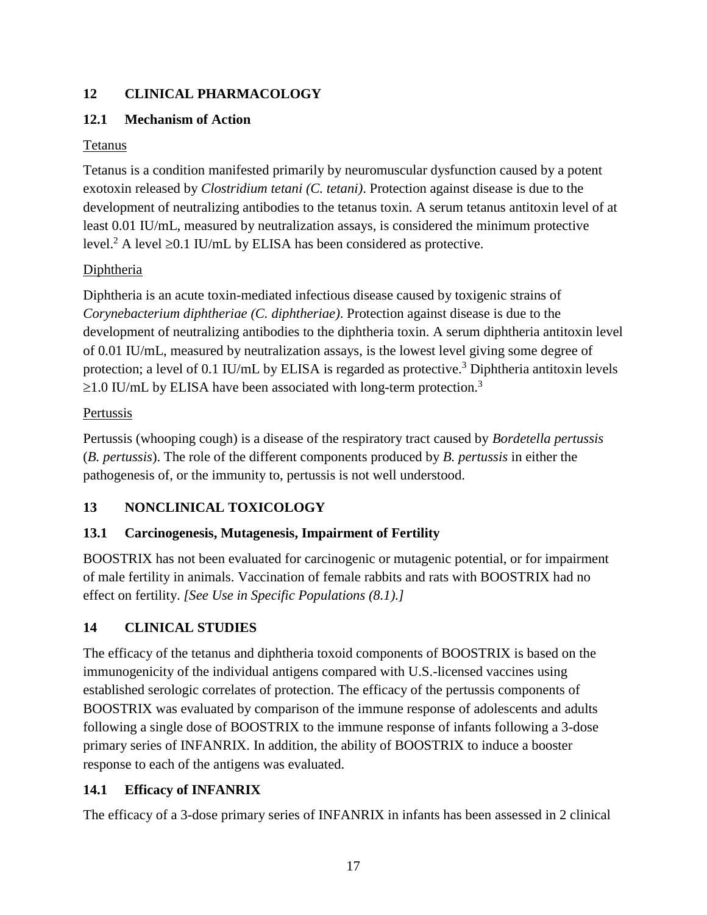## 12 CLINICAL PHARMACOLOGY

### 12.1 Mechanism of Action

Tetanus

Tetanus is a condition manifested primarily by neuromuscular dysfunction caused by a potent exotoxin released by *Clostridium tetani (C. tetani)*. Protection against disease is due to the development of neutralizing antibodies to the tetanus toxin. A serum tetanus antitoxin level of at least 0.01 IU/mL, measured by neutralization assays, is considered the minimum protective level.[2] A level ≥0.1 IU/mL by ELISA has been considered as protective.

Diphtheria

Diphtheria is an acute toxin-mediated infectious disease caused by toxigenic strains of *Corynebacterium diphtheriae (C. diphtheriae)*. Protection against disease is due to the development of neutralizing antibodies to the diphtheria toxin. A serum diphtheria antitoxin level of 0.01 IU/mL, measured by neutralization assays, is the lowest level giving some degree of protection; a level of 0.1 IU/mL by ELISA is regarded as protective.[3] Diphtheria antitoxin levels ≥1.0 IU/mL by ELISA have been associated with long-term protection.[3]

Pertussis

Pertussis (whooping cough) is a disease of the respiratory tract caused by *Bordetella pertussis* (*B. pertussis*). The role of the different components produced by *B. pertussis* in either the pathogenesis of, or the immunity to, pertussis is not well understood.

## 13 NONCLINICAL TOXICOLOGY

### 13.1 Carcinogenesis, Mutagenesis, Impairment of Fertility

BOOSTRIX has not been evaluated for carcinogenic or mutagenic potential, or for impairment of male fertility in animals. Vaccination of female rabbits and rats with BOOSTRIX had no effect on fertility. *[See Use in Specific Populations (8.1).]*

## 14 CLINICAL STUDIES

The efficacy of the tetanus and diphtheria toxoid components of BOOSTRIX is based on the immunogenicity of the individual antigens compared with U.S.-licensed vaccines using established serologic correlates of protection. The efficacy of the pertussis components of BOOSTRIX was evaluated by comparison of the immune response of adolescents and adults following a single dose of BOOSTRIX to the immune response of infants following a 3-dose primary series of INFANRIX. In addition, the ability of BOOSTRIX to induce a booster response to each of the antigens was evaluated.

### 14.1 Efficacy of INFANRIX

The efficacy of a 3-dose primary series of INFANRIX in infants has been assessed in 2 clinical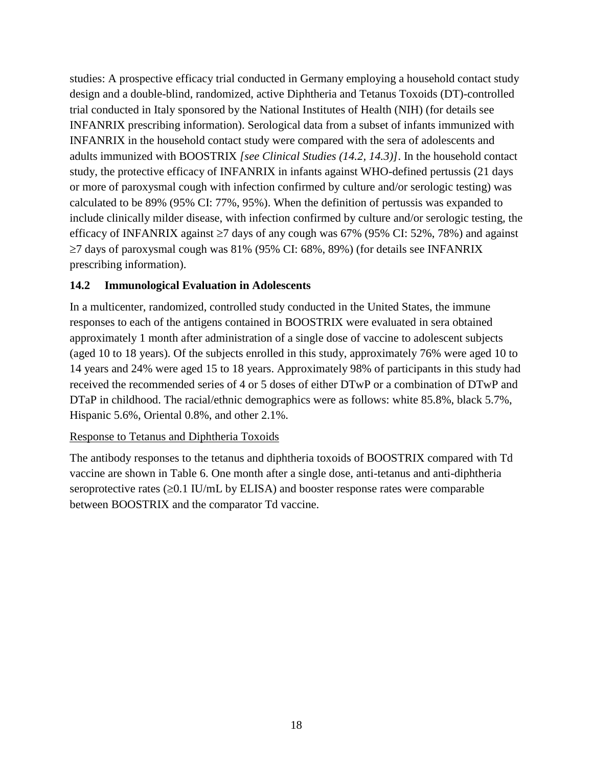studies: A prospective efficacy trial conducted in Germany employing a household contact study design and a double-blind, randomized, active Diphtheria and Tetanus Toxoids (DT)-controlled trial conducted in Italy sponsored by the National Institutes of Health (NIH) (for details see INFANRIX prescribing information). Serological data from a subset of infants immunized with INFANRIX in the household contact study were compared with the sera of adolescents and adults immunized with BOOSTRIX *[see Clinical Studies (14.2, 14.3)]*. In the household contact study, the protective efficacy of INFANRIX in infants against WHO-defined pertussis (21 days or more of paroxysmal cough with infection confirmed by culture and/or serologic testing) was calculated to be 89% (95% CI: 77%, 95%). When the definition of pertussis was expanded to include clinically milder disease, with infection confirmed by culture and/or serologic testing, the efficacy of INFANRIX against ≥7 days of any cough was 67% (95% CI: 52%, 78%) and against ≥7 days of paroxysmal cough was 81% (95% CI: 68%, 89%) (for details see INFANRIX prescribing information).

## 14.2 Immunological Evaluation in Adolescents

In a multicenter, randomized, controlled study conducted in the United States, the immune responses to each of the antigens contained in BOOSTRIX were evaluated in sera obtained approximately 1 month after administration of a single dose of vaccine to adolescent subjects (aged 10 to 18 years). Of the subjects enrolled in this study, approximately 76% were aged 10 to 14 years and 24% were aged 15 to 18 years. Approximately 98% of participants in this study had received the recommended series of 4 or 5 doses of either DTwP or a combination of DTwP and DTaP in childhood. The racial/ethnic demographics were as follows: white 85.8%, black 5.7%, Hispanic 5.6%, Oriental 0.8%, and other 2.1%.

<u>Response to Tetanus and Diphtheria Toxoids</u>

The antibody responses to the tetanus and diphtheria toxoids of BOOSTRIX compared with Td vaccine are shown in Table 6. One month after a single dose, anti-tetanus and anti-diphtheria seroprotective rates (≥0.1 IU/mL by ELISA) and booster response rates were comparable between BOOSTRIX and the comparator Td vaccine.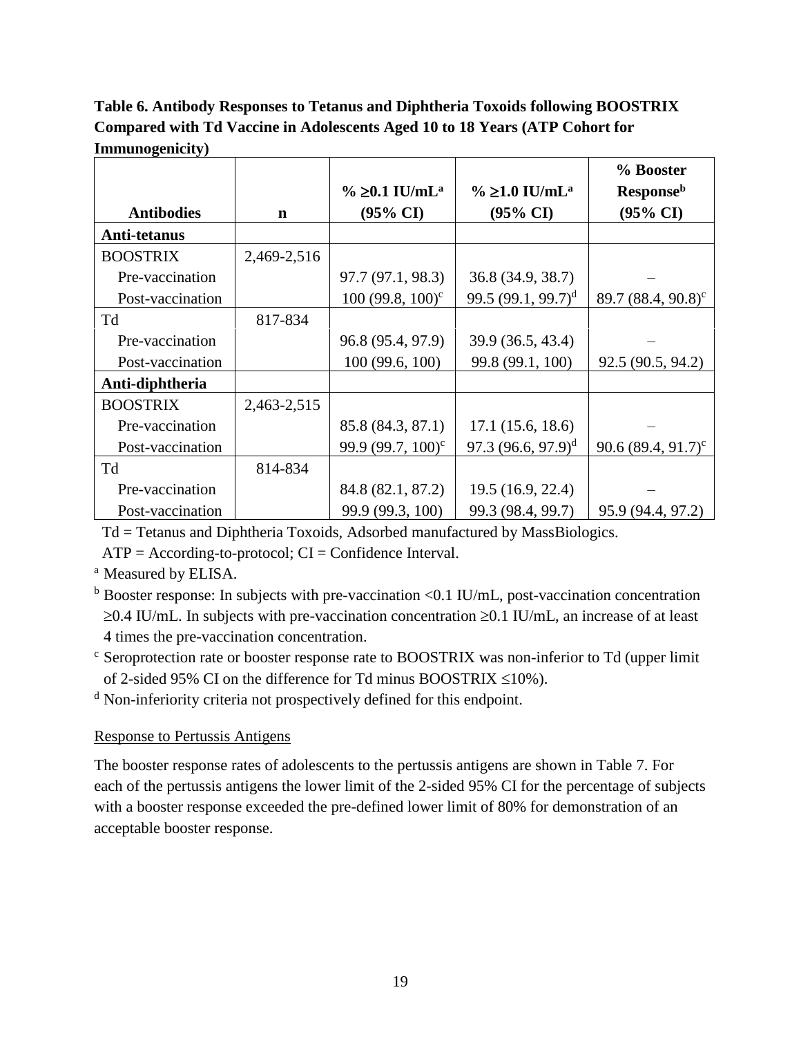**Table 6. Antibody Responses to Tetanus and Diphtheria Toxoids following BOOSTRIX Compared with Td Vaccine in Adolescents Aged 10 to 18 Years (ATP Cohort for Immunogenicity)**

| Antibodies | n | % ≥0.1 IU/mL[a] (95% CI) | % ≥1.0 IU/mL[a] (95% CI) | % Booster Response[b] (95% CI) |
|---|---|---|---|---|
| **Anti-tetanus** | | | | |
| BOOSTRIX | 2,469-2,516 | | | |
| Pre-vaccination | | 97.7 (97.1, 98.3) | 36.8 (34.9, 38.7) | – |
| Post-vaccination | | 100 (99.8, 100)[c] | 99.5 (99.1, 99.7)[d] | 89.7 (88.4, 90.8)[c] |
| Td | 817-834 | | | |
| Pre-vaccination | | 96.8 (95.4, 97.9) | 39.9 (36.5, 43.4) | – |
| Post-vaccination | | 100 (99.6, 100) | 99.8 (99.1, 100) | 92.5 (90.5, 94.2) |
| **Anti-diphtheria** | | | | |
| BOOSTRIX | 2,463-2,515 | | | |
| Pre-vaccination | | 85.8 (84.3, 87.1) | 17.1 (15.6, 18.6) | – |
| Post-vaccination | | 99.9 (99.7, 100)[c] | 97.3 (96.6, 97.9)[d] | 90.6 (89.4, 91.7)[c] |
| Td | 814-834 | | | |
| Pre-vaccination | | 84.8 (82.1, 87.2) | 19.5 (16.9, 22.4) | – |
| Post-vaccination | | 99.9 (99.3, 100) | 99.3 (98.4, 99.7) | 95.9 (94.4, 97.2) |

Td = Tetanus and Diphtheria Toxoids, Adsorbed manufactured by MassBiologics.

ATP = According-to-protocol; CI = Confidence Interval.

[a] Measured by ELISA.

[b] Booster response: In subjects with pre-vaccination <0.1 IU/mL, post-vaccination concentration ≥0.4 IU/mL. In subjects with pre-vaccination concentration ≥0.1 IU/mL, an increase of at least 4 times the pre-vaccination concentration.

[c] Seroprotection rate or booster response rate to BOOSTRIX was non-inferior to Td (upper limit of 2-sided 95% CI on the difference for Td minus BOOSTRIX ≤10%).

[d] Non-inferiority criteria not prospectively defined for this endpoint.

Response to Pertussis Antigens

The booster response rates of adolescents to the pertussis antigens are shown in Table 7. For each of the pertussis antigens the lower limit of the 2-sided 95% CI for the percentage of subjects with a booster response exceeded the pre-defined lower limit of 80% for demonstration of an acceptable booster response.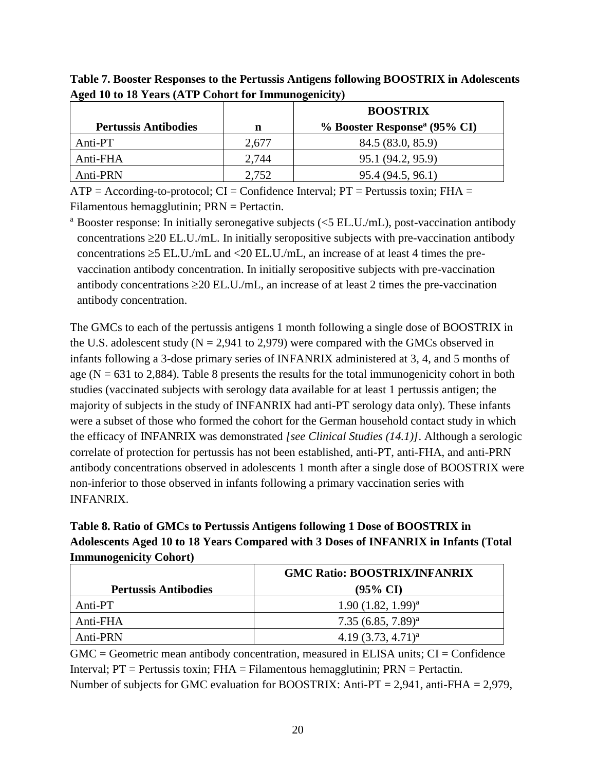**Table 7. Booster Responses to the Pertussis Antigens following BOOSTRIX in Adolescents Aged 10 to 18 Years (ATP Cohort for Immunogenicity)**

| Pertussis Antibodies | n | BOOSTRIX % Booster Response[a] (95% CI) |
|---|---|---|
| Anti-PT | 2,677 | 84.5 (83.0, 85.9) |
| Anti-FHA | 2,744 | 95.1 (94.2, 95.9) |
| Anti-PRN | 2,752 | 95.4 (94.5, 96.1) |

ATP = According-to-protocol; CI = Confidence Interval; PT = Pertussis toxin; FHA = Filamentous hemagglutinin; PRN = Pertactin.

[a] Booster response: In initially seronegative subjects (<5 EL.U./mL), post-vaccination antibody concentrations ≥20 EL.U./mL. In initially seropositive subjects with pre-vaccination antibody concentrations ≥5 EL.U./mL and <20 EL.U./mL, an increase of at least 4 times the pre-vaccination antibody concentration. In initially seropositive subjects with pre-vaccination antibody concentrations ≥20 EL.U./mL, an increase of at least 2 times the pre-vaccination antibody concentration.

The GMCs to each of the pertussis antigens 1 month following a single dose of BOOSTRIX in the U.S. adolescent study (N = 2,941 to 2,979) were compared with the GMCs observed in infants following a 3-dose primary series of INFANRIX administered at 3, 4, and 5 months of age (N = 631 to 2,884). Table 8 presents the results for the total immunogenicity cohort in both studies (vaccinated subjects with serology data available for at least 1 pertussis antigen; the majority of subjects in the study of INFANRIX had anti-PT serology data only). These infants were a subset of those who formed the cohort for the German household contact study in which the efficacy of INFANRIX was demonstrated *[see Clinical Studies (14.1)]*. Although a serologic correlate of protection for pertussis has not been established, anti-PT, anti-FHA, and anti-PRN antibody concentrations observed in adolescents 1 month after a single dose of BOOSTRIX were non-inferior to those observed in infants following a primary vaccination series with INFANRIX.

**Table 8. Ratio of GMCs to Pertussis Antigens following 1 Dose of BOOSTRIX in Adolescents Aged 10 to 18 Years Compared with 3 Doses of INFANRIX in Infants (Total Immunogenicity Cohort)**

| Pertussis Antibodies | GMC Ratio: BOOSTRIX/INFANRIX (95% CI) |
|---|---|
| Anti-PT | 1.90 (1.82, 1.99)[a] |
| Anti-FHA | 7.35 (6.85, 7.89)[a] |
| Anti-PRN | 4.19 (3.73, 4.71)[a] |

GMC = Geometric mean antibody concentration, measured in ELISA units; CI = Confidence Interval; PT = Pertussis toxin; FHA = Filamentous hemagglutinin; PRN = Pertactin.

Number of subjects for GMC evaluation for BOOSTRIX: Anti-PT = 2,941, anti-FHA = 2,979,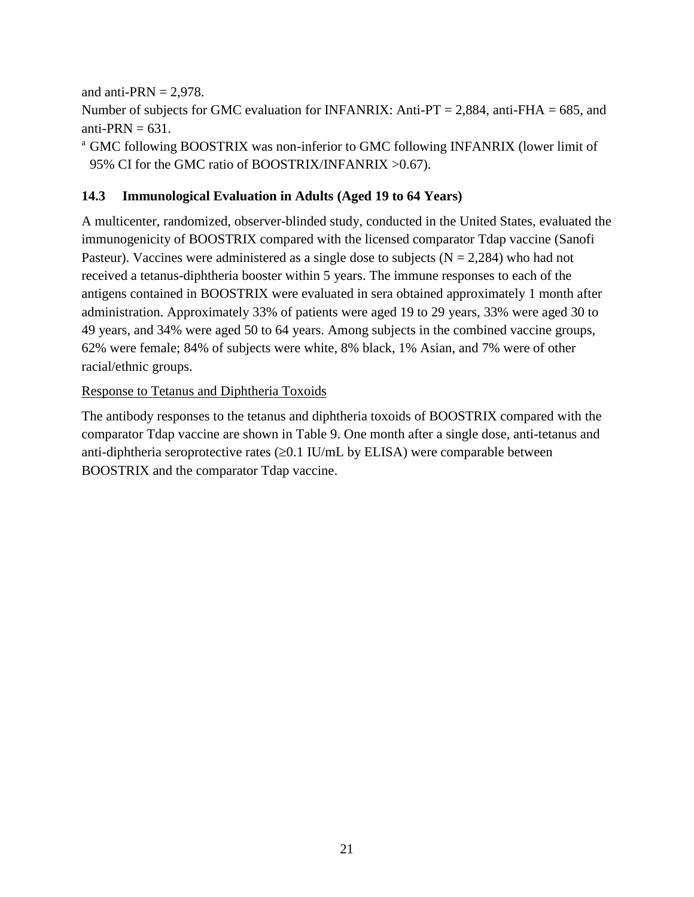and anti-PRN = 2,978.

Number of subjects for GMC evaluation for INFANRIX: Anti-PT = 2,884, anti-FHA = 685, and anti-PRN = 631.

[a] GMC following BOOSTRIX was non-inferior to GMC following INFANRIX (lower limit of 95% CI for the GMC ratio of BOOSTRIX/INFANRIX >0.67).

## 14.3 Immunological Evaluation in Adults (Aged 19 to 64 Years)

A multicenter, randomized, observer-blinded study, conducted in the United States, evaluated the immunogenicity of BOOSTRIX compared with the licensed comparator Tdap vaccine (Sanofi Pasteur). Vaccines were administered as a single dose to subjects (N = 2,284) who had not received a tetanus-diphtheria booster within 5 years. The immune responses to each of the antigens contained in BOOSTRIX were evaluated in sera obtained approximately 1 month after administration. Approximately 33% of patients were aged 19 to 29 years, 33% were aged 30 to 49 years, and 34% were aged 50 to 64 years. Among subjects in the combined vaccine groups, 62% were female; 84% of subjects were white, 8% black, 1% Asian, and 7% were of other racial/ethnic groups.

<u>Response to Tetanus and Diphtheria Toxoids</u>

The antibody responses to the tetanus and diphtheria toxoids of BOOSTRIX compared with the comparator Tdap vaccine are shown in Table 9. One month after a single dose, anti-tetanus and anti-diphtheria seroprotective rates (≥0.1 IU/mL by ELISA) were comparable between BOOSTRIX and the comparator Tdap vaccine.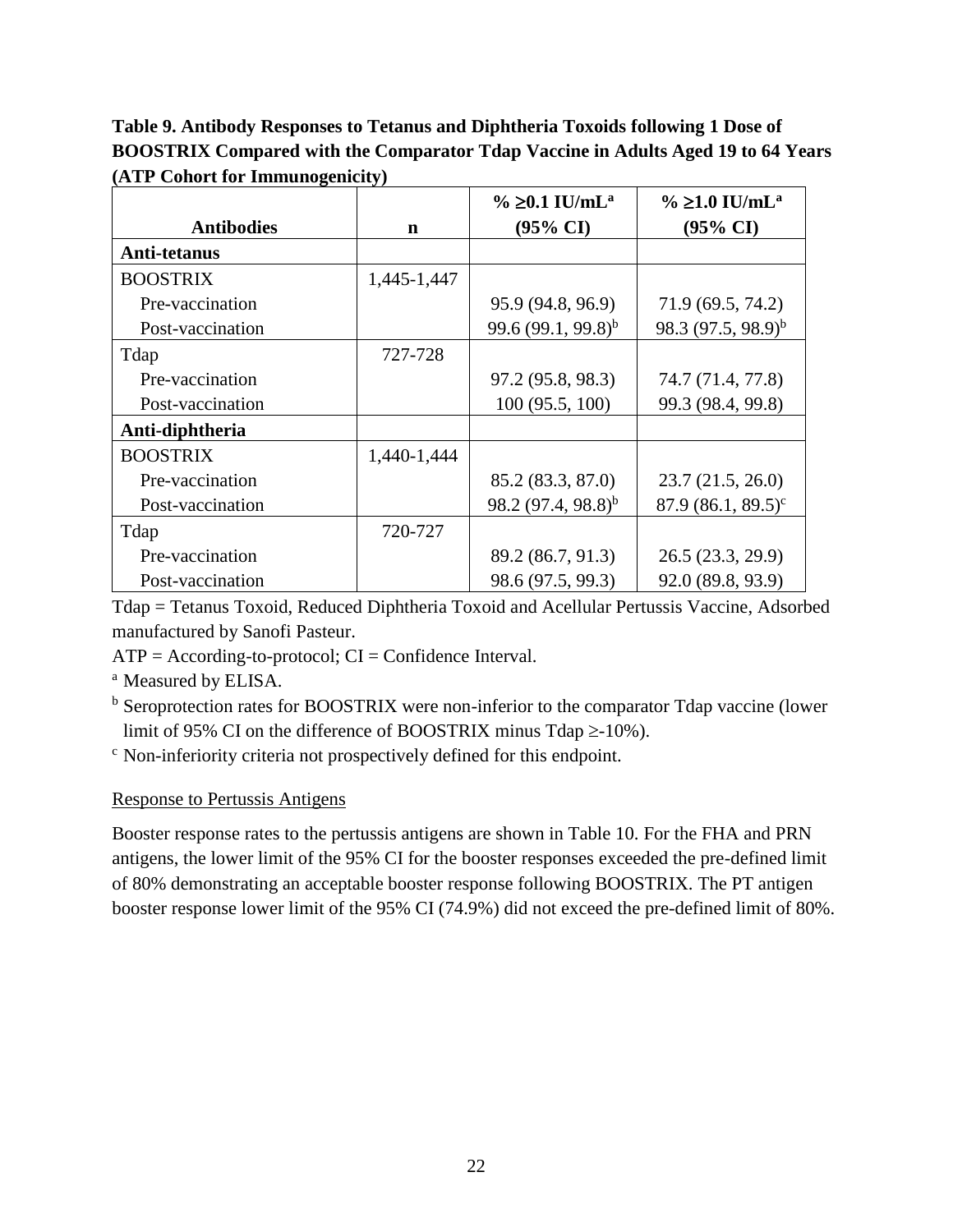**Table 9. Antibody Responses to Tetanus and Diphtheria Toxoids following 1 Dose of BOOSTRIX Compared with the Comparator Tdap Vaccine in Adults Aged 19 to 64 Years (ATP Cohort for Immunogenicity)**

| Antibodies | n | % ≥0.1 IU/mL[a] (95% CI) | % ≥1.0 IU/mL[a] (95% CI) |
|---|---|---|---|
| **Anti-tetanus** | | | |
| BOOSTRIX | 1,445-1,447 | | |
| Pre-vaccination | | 95.9 (94.8, 96.9) | 71.9 (69.5, 74.2) |
| Post-vaccination | | 99.6 (99.1, 99.8)[b] | 98.3 (97.5, 98.9)[b] |
| Tdap | 727-728 | | |
| Pre-vaccination | | 97.2 (95.8, 98.3) | 74.7 (71.4, 77.8) |
| Post-vaccination | | 100 (95.5, 100) | 99.3 (98.4, 99.8) |
| **Anti-diphtheria** | | | |
| BOOSTRIX | 1,440-1,444 | | |
| Pre-vaccination | | 85.2 (83.3, 87.0) | 23.7 (21.5, 26.0) |
| Post-vaccination | | 98.2 (97.4, 98.8)[b] | 87.9 (86.1, 89.5)[c] |
| Tdap | 720-727 | | |
| Pre-vaccination | | 89.2 (86.7, 91.3) | 26.5 (23.3, 29.9) |
| Post-vaccination | | 98.6 (97.5, 99.3) | 92.0 (89.8, 93.9) |

Tdap = Tetanus Toxoid, Reduced Diphtheria Toxoid and Acellular Pertussis Vaccine, Adsorbed manufactured by Sanofi Pasteur.

ATP = According-to-protocol; CI = Confidence Interval.

[a] Measured by ELISA.

[b] Seroprotection rates for BOOSTRIX were non-inferior to the comparator Tdap vaccine (lower limit of 95% CI on the difference of BOOSTRIX minus Tdap ≥-10%).

[c] Non-inferiority criteria not prospectively defined for this endpoint.

Response to Pertussis Antigens

Booster response rates to the pertussis antigens are shown in Table 10. For the FHA and PRN antigens, the lower limit of the 95% CI for the booster responses exceeded the pre-defined limit of 80% demonstrating an acceptable booster response following BOOSTRIX. The PT antigen booster response lower limit of the 95% CI (74.9%) did not exceed the pre-defined limit of 80%.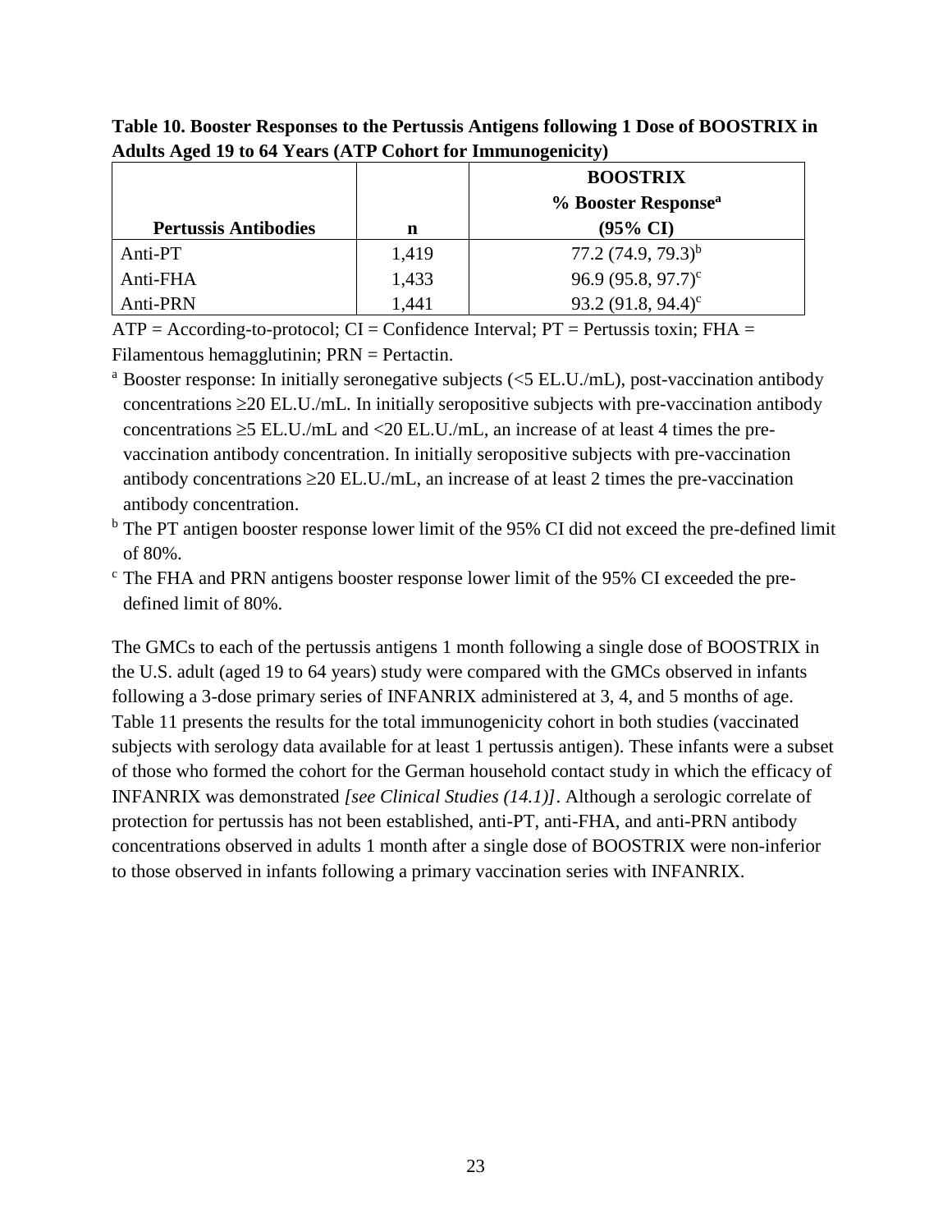**Table 10. Booster Responses to the Pertussis Antigens following 1 Dose of BOOSTRIX in Adults Aged 19 to 64 Years (ATP Cohort for Immunogenicity)**

| Pertussis Antibodies | n | BOOSTRIX % Booster Response[a] (95% CI) |
|---|---|---|
| Anti-PT | 1,419 | 77.2 (74.9, 79.3)[b] |
| Anti-FHA | 1,433 | 96.9 (95.8, 97.7)[c] |
| Anti-PRN | 1,441 | 93.2 (91.8, 94.4)[c] |

ATP = According-to-protocol; CI = Confidence Interval; PT = Pertussis toxin; FHA = Filamentous hemagglutinin; PRN = Pertactin.

[a] Booster response: In initially seronegative subjects (<5 EL.U./mL), post-vaccination antibody concentrations ≥20 EL.U./mL. In initially seropositive subjects with pre-vaccination antibody concentrations ≥5 EL.U./mL and <20 EL.U./mL, an increase of at least 4 times the pre-vaccination antibody concentration. In initially seropositive subjects with pre-vaccination antibody concentrations ≥20 EL.U./mL, an increase of at least 2 times the pre-vaccination antibody concentration.

[b] The PT antigen booster response lower limit of the 95% CI did not exceed the pre-defined limit of 80%.

[c] The FHA and PRN antigens booster response lower limit of the 95% CI exceeded the pre-defined limit of 80%.

The GMCs to each of the pertussis antigens 1 month following a single dose of BOOSTRIX in the U.S. adult (aged 19 to 64 years) study were compared with the GMCs observed in infants following a 3-dose primary series of INFANRIX administered at 3, 4, and 5 months of age. Table 11 presents the results for the total immunogenicity cohort in both studies (vaccinated subjects with serology data available for at least 1 pertussis antigen). These infants were a subset of those who formed the cohort for the German household contact study in which the efficacy of INFANRIX was demonstrated *[see Clinical Studies (14.1)]*. Although a serologic correlate of protection for pertussis has not been established, anti-PT, anti-FHA, and anti-PRN antibody concentrations observed in adults 1 month after a single dose of BOOSTRIX were non-inferior to those observed in infants following a primary vaccination series with INFANRIX.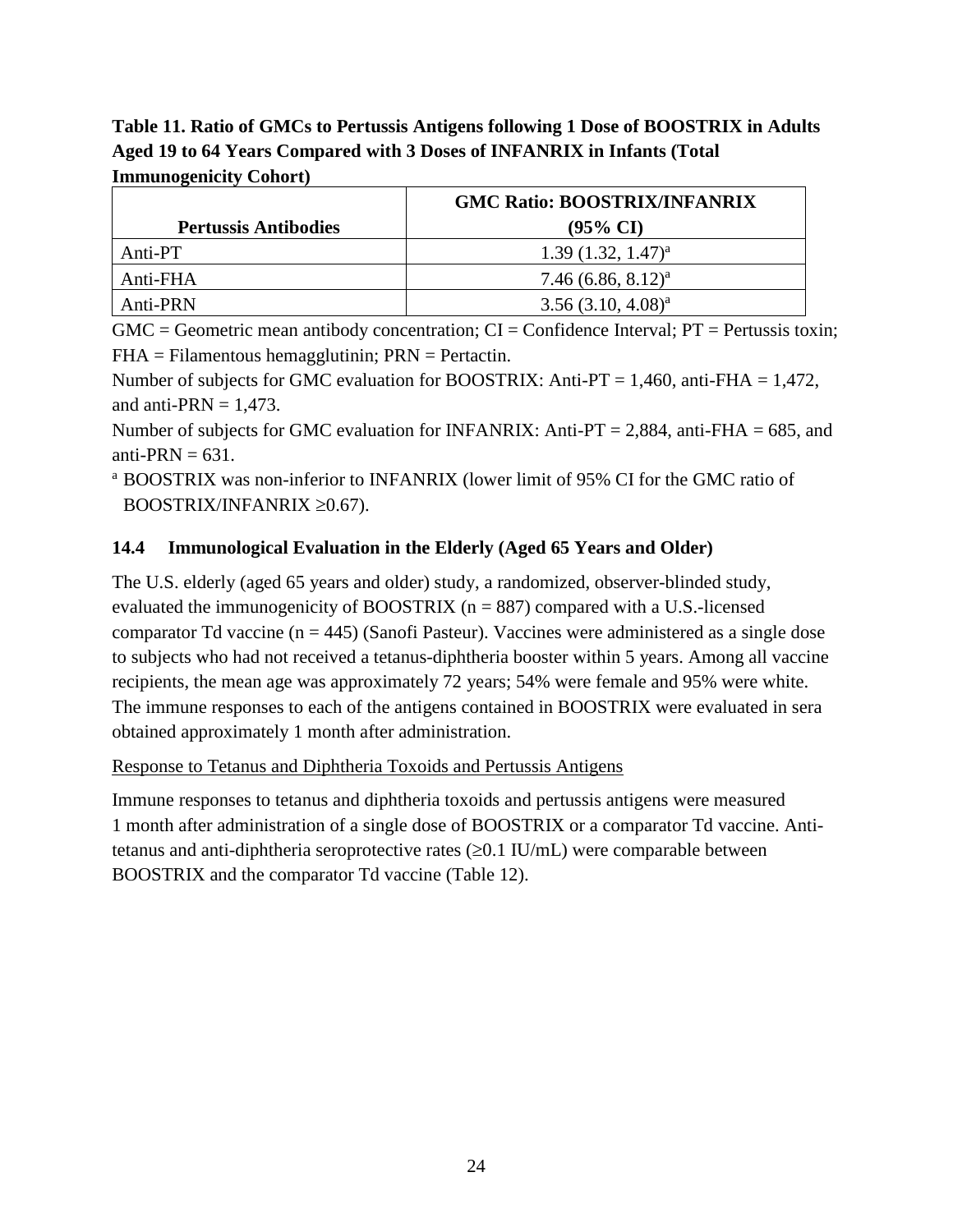**Table 11. Ratio of GMCs to Pertussis Antigens following 1 Dose of BOOSTRIX in Adults Aged 19 to 64 Years Compared with 3 Doses of INFANRIX in Infants (Total Immunogenicity Cohort)**

| Pertussis Antibodies | GMC Ratio: BOOSTRIX/INFANRIX (95% CI) |
|---|---|
| Anti-PT | 1.39 (1.32, 1.47)[a] |
| Anti-FHA | 7.46 (6.86, 8.12)[a] |
| Anti-PRN | 3.56 (3.10, 4.08)[a] |

GMC = Geometric mean antibody concentration; CI = Confidence Interval; PT = Pertussis toxin; FHA = Filamentous hemagglutinin; PRN = Pertactin.

Number of subjects for GMC evaluation for BOOSTRIX: Anti-PT = 1,460, anti-FHA = 1,472, and anti-PRN = 1,473.

Number of subjects for GMC evaluation for INFANRIX: Anti-PT = 2,884, anti-FHA = 685, and anti-PRN = 631.

[a] BOOSTRIX was non-inferior to INFANRIX (lower limit of 95% CI for the GMC ratio of BOOSTRIX/INFANRIX ≥0.67).

### 14.4 Immunological Evaluation in the Elderly (Aged 65 Years and Older)

The U.S. elderly (aged 65 years and older) study, a randomized, observer-blinded study, evaluated the immunogenicity of BOOSTRIX (n = 887) compared with a U.S.-licensed comparator Td vaccine (n = 445) (Sanofi Pasteur). Vaccines were administered as a single dose to subjects who had not received a tetanus-diphtheria booster within 5 years. Among all vaccine recipients, the mean age was approximately 72 years; 54% were female and 95% were white. The immune responses to each of the antigens contained in BOOSTRIX were evaluated in sera obtained approximately 1 month after administration.

Response to Tetanus and Diphtheria Toxoids and Pertussis Antigens

Immune responses to tetanus and diphtheria toxoids and pertussis antigens were measured 1 month after administration of a single dose of BOOSTRIX or a comparator Td vaccine. Anti-tetanus and anti-diphtheria seroprotective rates (≥0.1 IU/mL) were comparable between BOOSTRIX and the comparator Td vaccine (Table 12).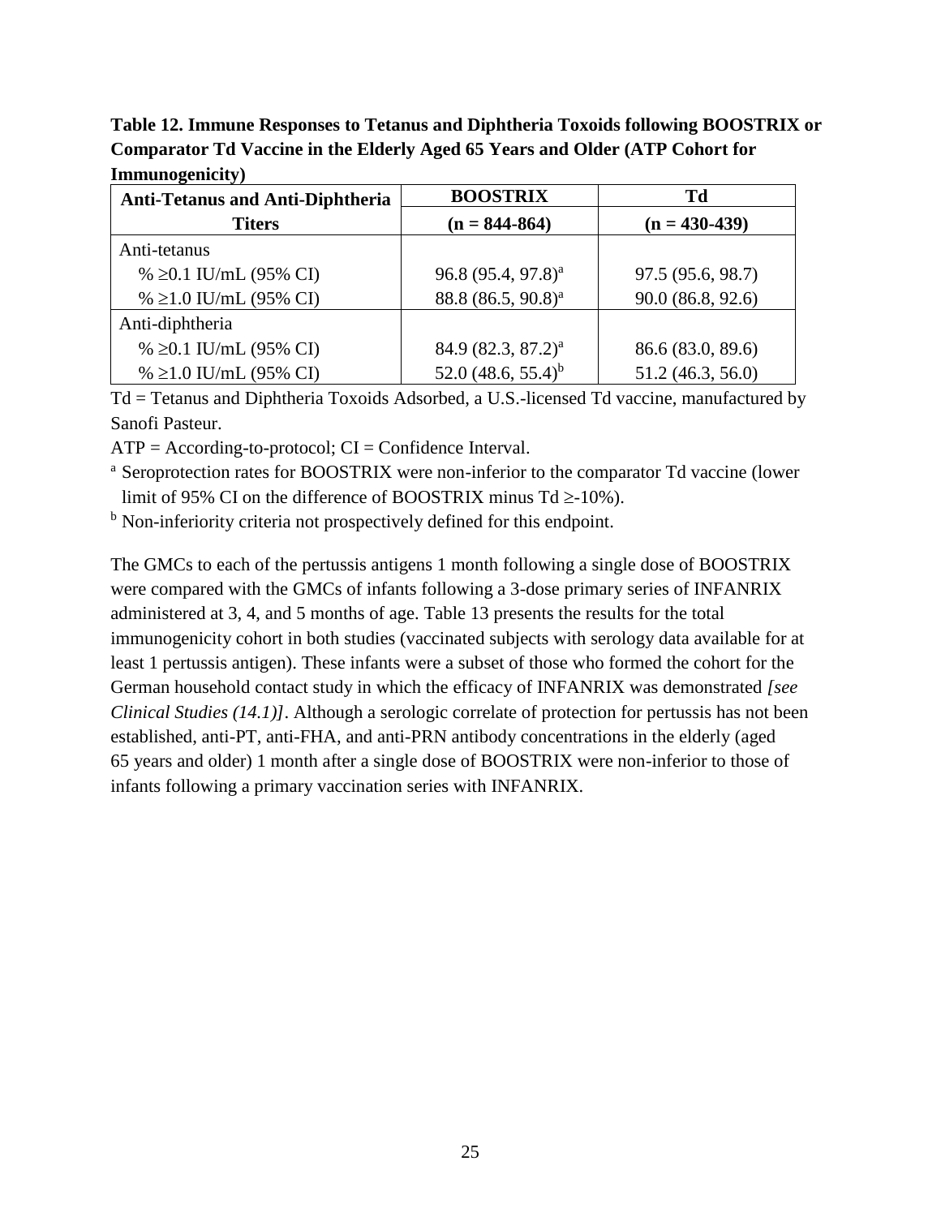**Table 12. Immune Responses to Tetanus and Diphtheria Toxoids following BOOSTRIX or Comparator Td Vaccine in the Elderly Aged 65 Years and Older (ATP Cohort for Immunogenicity)**

| Anti-Tetanus and Anti-Diphtheria Titers | BOOSTRIX (n = 844-864) | Td (n = 430-439) |
|---|---|---|
| Anti-tetanus | | |
| % ≥0.1 IU/mL (95% CI) | 96.8 (95.4, 97.8)[a] | 97.5 (95.6, 98.7) |
| % ≥1.0 IU/mL (95% CI) | 88.8 (86.5, 90.8)[a] | 90.0 (86.8, 92.6) |
| Anti-diphtheria | | |
| % ≥0.1 IU/mL (95% CI) | 84.9 (82.3, 87.2)[a] | 86.6 (83.0, 89.6) |
| % ≥1.0 IU/mL (95% CI) | 52.0 (48.6, 55.4)[b] | 51.2 (46.3, 56.0) |

Td = Tetanus and Diphtheria Toxoids Adsorbed, a U.S.-licensed Td vaccine, manufactured by Sanofi Pasteur.

ATP = According-to-protocol; CI = Confidence Interval.

[a] Seroprotection rates for BOOSTRIX were non-inferior to the comparator Td vaccine (lower limit of 95% CI on the difference of BOOSTRIX minus Td ≥-10%).

[b] Non-inferiority criteria not prospectively defined for this endpoint.

The GMCs to each of the pertussis antigens 1 month following a single dose of BOOSTRIX were compared with the GMCs of infants following a 3-dose primary series of INFANRIX administered at 3, 4, and 5 months of age. Table 13 presents the results for the total immunogenicity cohort in both studies (vaccinated subjects with serology data available for at least 1 pertussis antigen). These infants were a subset of those who formed the cohort for the German household contact study in which the efficacy of INFANRIX was demonstrated *[see Clinical Studies (14.1)]*. Although a serologic correlate of protection for pertussis has not been established, anti-PT, anti-FHA, and anti-PRN antibody concentrations in the elderly (aged 65 years and older) 1 month after a single dose of BOOSTRIX were non-inferior to those of infants following a primary vaccination series with INFANRIX.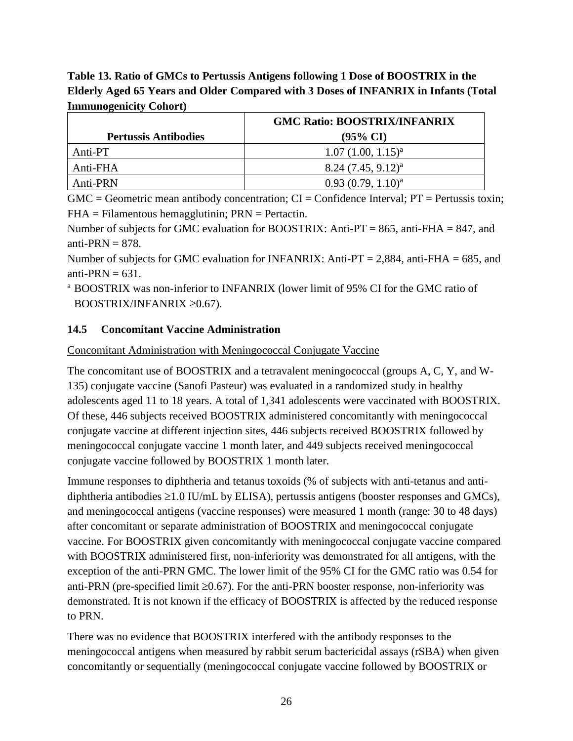**Table 13. Ratio of GMCs to Pertussis Antigens following 1 Dose of BOOSTRIX in the Elderly Aged 65 Years and Older Compared with 3 Doses of INFANRIX in Infants (Total Immunogenicity Cohort)**

| Pertussis Antibodies | GMC Ratio: BOOSTRIX/INFANRIX (95% CI) |
|---|---|
| Anti-PT | 1.07 (1.00, 1.15)[a] |
| Anti-FHA | 8.24 (7.45, 9.12)[a] |
| Anti-PRN | 0.93 (0.79, 1.10)[a] |

GMC = Geometric mean antibody concentration; CI = Confidence Interval; PT = Pertussis toxin; FHA = Filamentous hemagglutinin; PRN = Pertactin.

Number of subjects for GMC evaluation for BOOSTRIX: Anti-PT = 865, anti-FHA = 847, and anti-PRN = 878.

Number of subjects for GMC evaluation for INFANRIX: Anti-PT = 2,884, anti-FHA = 685, and anti-PRN = 631.

[a] BOOSTRIX was non-inferior to INFANRIX (lower limit of 95% CI for the GMC ratio of BOOSTRIX/INFANRIX ≥0.67).

## 14.5 Concomitant Vaccine Administration

Concomitant Administration with Meningococcal Conjugate Vaccine

The concomitant use of BOOSTRIX and a tetravalent meningococcal (groups A, C, Y, and W-135) conjugate vaccine (Sanofi Pasteur) was evaluated in a randomized study in healthy adolescents aged 11 to 18 years. A total of 1,341 adolescents were vaccinated with BOOSTRIX. Of these, 446 subjects received BOOSTRIX administered concomitantly with meningococcal conjugate vaccine at different injection sites, 446 subjects received BOOSTRIX followed by meningococcal conjugate vaccine 1 month later, and 449 subjects received meningococcal conjugate vaccine followed by BOOSTRIX 1 month later.

Immune responses to diphtheria and tetanus toxoids (% of subjects with anti-tetanus and anti-diphtheria antibodies ≥1.0 IU/mL by ELISA), pertussis antigens (booster responses and GMCs), and meningococcal antigens (vaccine responses) were measured 1 month (range: 30 to 48 days) after concomitant or separate administration of BOOSTRIX and meningococcal conjugate vaccine. For BOOSTRIX given concomitantly with meningococcal conjugate vaccine compared with BOOSTRIX administered first, non-inferiority was demonstrated for all antigens, with the exception of the anti-PRN GMC. The lower limit of the 95% CI for the GMC ratio was 0.54 for anti-PRN (pre-specified limit ≥0.67). For the anti-PRN booster response, non-inferiority was demonstrated. It is not known if the efficacy of BOOSTRIX is affected by the reduced response to PRN.

There was no evidence that BOOSTRIX interfered with the antibody responses to the meningococcal antigens when measured by rabbit serum bactericidal assays (rSBA) when given concomitantly or sequentially (meningococcal conjugate vaccine followed by BOOSTRIX or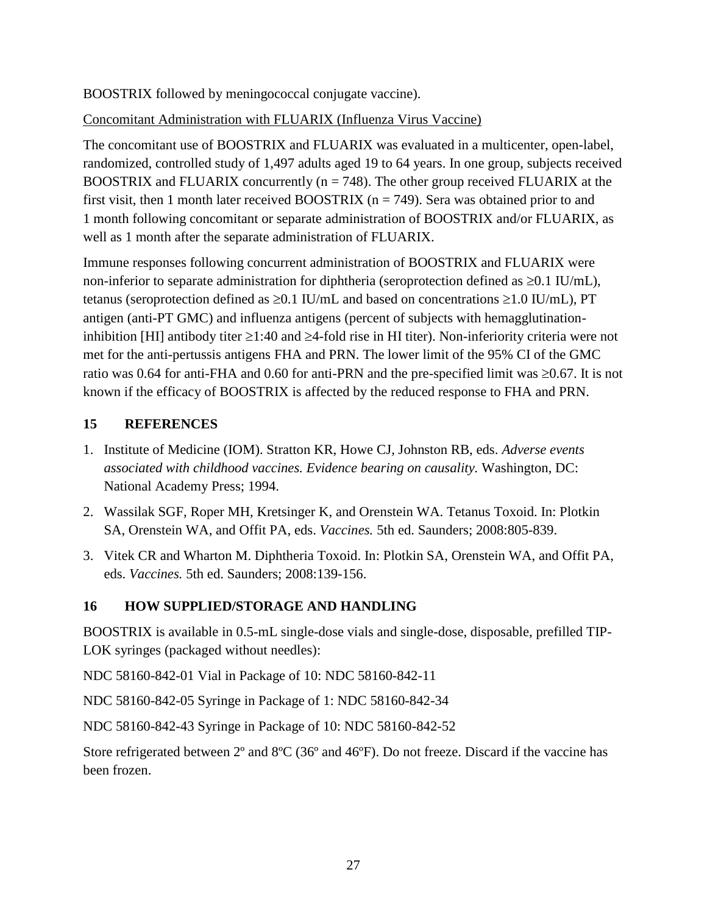BOOSTRIX followed by meningococcal conjugate vaccine).

Concomitant Administration with FLUARIX (Influenza Virus Vaccine)

The concomitant use of BOOSTRIX and FLUARIX was evaluated in a multicenter, open-label, randomized, controlled study of 1,497 adults aged 19 to 64 years. In one group, subjects received BOOSTRIX and FLUARIX concurrently (n = 748). The other group received FLUARIX at the first visit, then 1 month later received BOOSTRIX (n = 749). Sera was obtained prior to and 1 month following concomitant or separate administration of BOOSTRIX and/or FLUARIX, as well as 1 month after the separate administration of FLUARIX.

Immune responses following concurrent administration of BOOSTRIX and FLUARIX were non-inferior to separate administration for diphtheria (seroprotection defined as ≥0.1 IU/mL), tetanus (seroprotection defined as ≥0.1 IU/mL and based on concentrations ≥1.0 IU/mL), PT antigen (anti-PT GMC) and influenza antigens (percent of subjects with hemagglutination-inhibition [HI] antibody titer ≥1:40 and ≥4-fold rise in HI titer). Non-inferiority criteria were not met for the anti-pertussis antigens FHA and PRN. The lower limit of the 95% CI of the GMC ratio was 0.64 for anti-FHA and 0.60 for anti-PRN and the pre-specified limit was ≥0.67. It is not known if the efficacy of BOOSTRIX is affected by the reduced response to FHA and PRN.

## 15 REFERENCES

1. Institute of Medicine (IOM). Stratton KR, Howe CJ, Johnston RB, eds. *Adverse events associated with childhood vaccines. Evidence bearing on causality.* Washington, DC: National Academy Press; 1994.
2. Wassilak SGF, Roper MH, Kretsinger K, and Orenstein WA. Tetanus Toxoid. In: Plotkin SA, Orenstein WA, and Offit PA, eds. *Vaccines.* 5th ed. Saunders; 2008:805-839.
3. Vitek CR and Wharton M. Diphtheria Toxoid. In: Plotkin SA, Orenstein WA, and Offit PA, eds. *Vaccines.* 5th ed. Saunders; 2008:139-156.

## 16 HOW SUPPLIED/STORAGE AND HANDLING

BOOSTRIX is available in 0.5-mL single-dose vials and single-dose, disposable, prefilled TIP-LOK syringes (packaged without needles):

NDC 58160-842-01 Vial in Package of 10: NDC 58160-842-11

NDC 58160-842-05 Syringe in Package of 1: NDC 58160-842-34

NDC 58160-842-43 Syringe in Package of 10: NDC 58160-842-52

Store refrigerated between 2º and 8ºC (36º and 46ºF). Do not freeze. Discard if the vaccine has been frozen.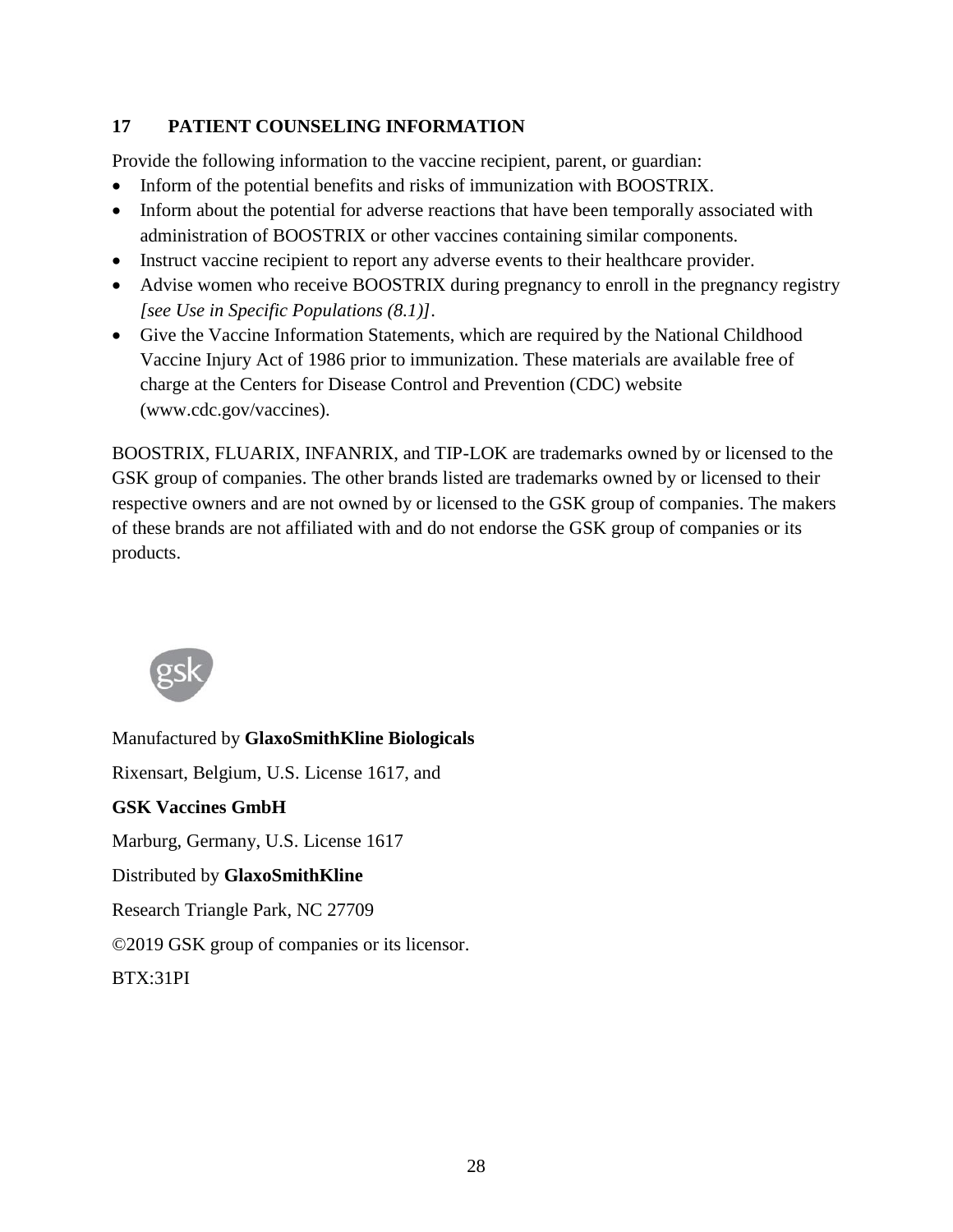## 17 PATIENT COUNSELING INFORMATION

Provide the following information to the vaccine recipient, parent, or guardian:

- Inform of the potential benefits and risks of immunization with BOOSTRIX.
- Inform about the potential for adverse reactions that have been temporally associated with administration of BOOSTRIX or other vaccines containing similar components.
- Instruct vaccine recipient to report any adverse events to their healthcare provider.
- Advise women who receive BOOSTRIX during pregnancy to enroll in the pregnancy registry *[see Use in Specific Populations (8.1)]*.
- Give the Vaccine Information Statements, which are required by the National Childhood Vaccine Injury Act of 1986 prior to immunization. These materials are available free of charge at the Centers for Disease Control and Prevention (CDC) website (www.cdc.gov/vaccines).

BOOSTRIX, FLUARIX, INFANRIX, and TIP-LOK are trademarks owned by or licensed to the GSK group of companies. The other brands listed are trademarks owned by or licensed to their respective owners and are not owned by or licensed to the GSK group of companies. The makers of these brands are not affiliated with and do not endorse the GSK group of companies or its products.

gsk

Manufactured by **GlaxoSmithKline Biologicals**

Rixensart, Belgium, U.S. License 1617, and

**GSK Vaccines GmbH**

Marburg, Germany, U.S. License 1617

Distributed by **GlaxoSmithKline**

Research Triangle Park, NC 27709

©2019 GSK group of companies or its licensor.

BTX:31PI